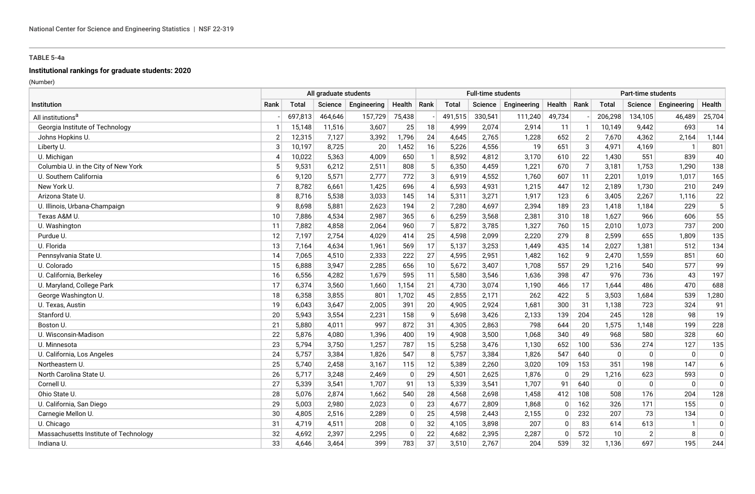TABLE 5-4a

**Institutional rankings for graduate students: 2020**

(Number)

| Institution | All graduate students | | | | | Full-time students | | | | | Part-time students | | | | |
|---|---|---|---|---|---|---|---|---|---|---|---|---|---|---|---|
| | Rank | Total | Science | Engineering | Health | Rank | Total | Science | Engineering | Health | Rank | Total | Science | Engineering | Health |
| All institutions[a] | - | 697,813 | 464,646 | 157,729 | 75,438 | - | 491,515 | 330,541 | 111,240 | 49,734 | - | 206,298 | 134,105 | 46,489 | 25,704 |
| Georgia Institute of Technology | 1 | 15,148 | 11,516 | 3,607 | 25 | 18 | 4,999 | 2,074 | 2,914 | 11 | 1 | 10,149 | 9,442 | 693 | 14 |
| Johns Hopkins U. | 2 | 12,315 | 7,127 | 3,392 | 1,796 | 24 | 4,645 | 2,765 | 1,228 | 652 | 2 | 7,670 | 4,362 | 2,164 | 1,144 |
| Liberty U. | 3 | 10,197 | 8,725 | 20 | 1,452 | 16 | 5,226 | 4,556 | 19 | 651 | 3 | 4,971 | 4,169 | 1 | 801 |
| U. Michigan | 4 | 10,022 | 5,363 | 4,009 | 650 | 1 | 8,592 | 4,812 | 3,170 | 610 | 22 | 1,430 | 551 | 839 | 40 |
| Columbia U. in the City of New York | 5 | 9,531 | 6,212 | 2,511 | 808 | 5 | 6,350 | 4,459 | 1,221 | 670 | 7 | 3,181 | 1,753 | 1,290 | 138 |
| U. Southern California | 6 | 9,120 | 5,571 | 2,777 | 772 | 3 | 6,919 | 4,552 | 1,760 | 607 | 11 | 2,201 | 1,019 | 1,017 | 165 |
| New York U. | 7 | 8,782 | 6,661 | 1,425 | 696 | 4 | 6,593 | 4,931 | 1,215 | 447 | 12 | 2,189 | 1,730 | 210 | 249 |
| Arizona State U. | 8 | 8,716 | 5,538 | 3,033 | 145 | 14 | 5,311 | 3,271 | 1,917 | 123 | 6 | 3,405 | 2,267 | 1,116 | 22 |
| U. Illinois, Urbana-Champaign | 9 | 8,698 | 5,881 | 2,623 | 194 | 2 | 7,280 | 4,697 | 2,394 | 189 | 23 | 1,418 | 1,184 | 229 | 5 |
| Texas A&M U. | 10 | 7,886 | 4,534 | 2,987 | 365 | 6 | 6,259 | 3,568 | 2,381 | 310 | 18 | 1,627 | 966 | 606 | 55 |
| U. Washington | 11 | 7,882 | 4,858 | 2,064 | 960 | 7 | 5,872 | 3,785 | 1,327 | 760 | 15 | 2,010 | 1,073 | 737 | 200 |
| Purdue U. | 12 | 7,197 | 2,754 | 4,029 | 414 | 25 | 4,598 | 2,099 | 2,220 | 279 | 8 | 2,599 | 655 | 1,809 | 135 |
| U. Florida | 13 | 7,164 | 4,634 | 1,961 | 569 | 17 | 5,137 | 3,253 | 1,449 | 435 | 14 | 2,027 | 1,381 | 512 | 134 |
| Pennsylvania State U. | 14 | 7,065 | 4,510 | 2,333 | 222 | 27 | 4,595 | 2,951 | 1,482 | 162 | 9 | 2,470 | 1,559 | 851 | 60 |
| U. Colorado | 15 | 6,888 | 3,947 | 2,285 | 656 | 10 | 5,672 | 3,407 | 1,708 | 557 | 29 | 1,216 | 540 | 577 | 99 |
| U. California, Berkeley | 16 | 6,556 | 4,282 | 1,679 | 595 | 11 | 5,580 | 3,546 | 1,636 | 398 | 47 | 976 | 736 | 43 | 197 |
| U. Maryland, College Park | 17 | 6,374 | 3,560 | 1,660 | 1,154 | 21 | 4,730 | 3,074 | 1,190 | 466 | 17 | 1,644 | 486 | 470 | 688 |
| George Washington U. | 18 | 6,358 | 3,855 | 801 | 1,702 | 45 | 2,855 | 2,171 | 262 | 422 | 5 | 3,503 | 1,684 | 539 | 1,280 |
| U. Texas, Austin | 19 | 6,043 | 3,647 | 2,005 | 391 | 20 | 4,905 | 2,924 | 1,681 | 300 | 31 | 1,138 | 723 | 324 | 91 |
| Stanford U. | 20 | 5,943 | 3,554 | 2,231 | 158 | 9 | 5,698 | 3,426 | 2,133 | 139 | 204 | 245 | 128 | 98 | 19 |
| Boston U. | 21 | 5,880 | 4,011 | 997 | 872 | 31 | 4,305 | 2,863 | 798 | 644 | 20 | 1,575 | 1,148 | 199 | 228 |
| U. Wisconsin-Madison | 22 | 5,876 | 4,080 | 1,396 | 400 | 19 | 4,908 | 3,500 | 1,068 | 340 | 49 | 968 | 580 | 328 | 60 |
| U. Minnesota | 23 | 5,794 | 3,750 | 1,257 | 787 | 15 | 5,258 | 3,476 | 1,130 | 652 | 100 | 536 | 274 | 127 | 135 |
| U. California, Los Angeles | 24 | 5,757 | 3,384 | 1,826 | 547 | 8 | 5,757 | 3,384 | 1,826 | 547 | 640 | 0 | 0 | 0 | 0 |
| Northeastern U. | 25 | 5,740 | 2,458 | 3,167 | 115 | 12 | 5,389 | 2,260 | 3,020 | 109 | 153 | 351 | 198 | 147 | 6 |
| North Carolina State U. | 26 | 5,717 | 3,248 | 2,469 | 0 | 29 | 4,501 | 2,625 | 1,876 | 0 | 29 | 1,216 | 623 | 593 | 0 |
| Cornell U. | 27 | 5,339 | 3,541 | 1,707 | 91 | 13 | 5,339 | 3,541 | 1,707 | 91 | 640 | 0 | 0 | 0 | 0 |
| Ohio State U. | 28 | 5,076 | 2,874 | 1,662 | 540 | 28 | 4,568 | 2,698 | 1,458 | 412 | 108 | 508 | 176 | 204 | 128 |
| U. California, San Diego | 29 | 5,003 | 2,980 | 2,023 | 0 | 23 | 4,677 | 2,809 | 1,868 | 0 | 162 | 326 | 171 | 155 | 0 |
| Carnegie Mellon U. | 30 | 4,805 | 2,516 | 2,289 | 0 | 25 | 4,598 | 2,443 | 2,155 | 0 | 232 | 207 | 73 | 134 | 0 |
| U. Chicago | 31 | 4,719 | 4,511 | 208 | 0 | 32 | 4,105 | 3,898 | 207 | 0 | 83 | 614 | 613 | 1 | 0 |
| Massachusetts Institute of Technology | 32 | 4,692 | 2,397 | 2,295 | 0 | 22 | 4,682 | 2,395 | 2,287 | 0 | 572 | 10 | 2 | 8 | 0 |
| Indiana U. | 33 | 4,646 | 3,464 | 399 | 783 | 37 | 3,510 | 2,767 | 204 | 539 | 32 | 1,136 | 697 | 195 | 244 |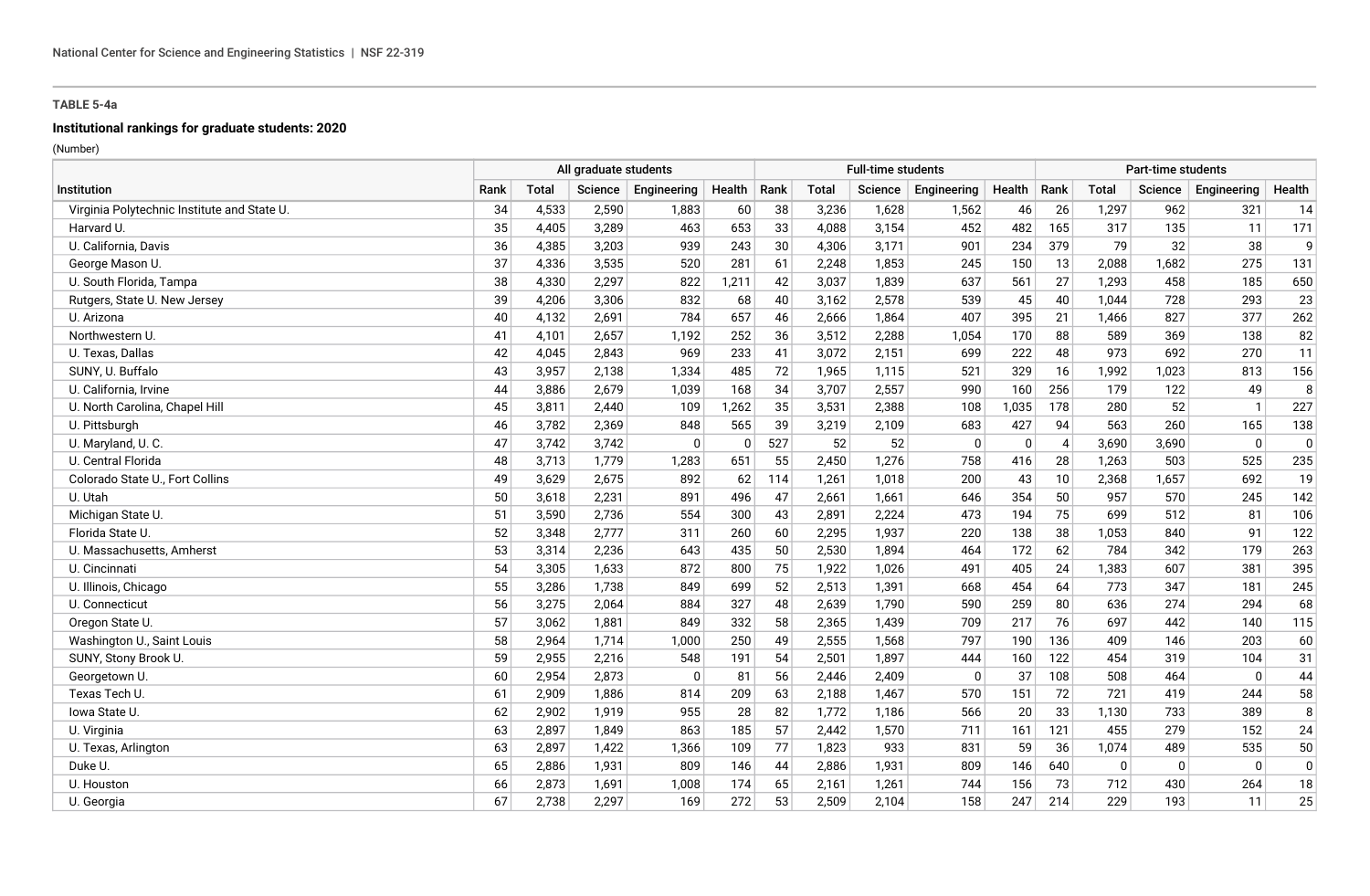**TABLE 5-4a**

**Institutional rankings for graduate students: 2020**

(Number)

| Institution | All graduate students | | | | | Full-time students | | | | | Part-time students | | | | |
|---|---|---|---|---|---|---|---|---|---|---|---|---|---|---|---|
| | Rank | Total | Science | Engineering | Health | Rank | Total | Science | Engineering | Health | Rank | Total | Science | Engineering | Health |
| Virginia Polytechnic Institute and State U. | 34 | 4,533 | 2,590 | 1,883 | 60 | 38 | 3,236 | 1,628 | 1,562 | 46 | 26 | 1,297 | 962 | 321 | 14 |
| Harvard U. | 35 | 4,405 | 3,289 | 463 | 653 | 33 | 4,088 | 3,154 | 452 | 482 | 165 | 317 | 135 | 11 | 171 |
| U. California, Davis | 36 | 4,385 | 3,203 | 939 | 243 | 30 | 4,306 | 3,171 | 901 | 234 | 379 | 79 | 32 | 38 | 9 |
| George Mason U. | 37 | 4,336 | 3,535 | 520 | 281 | 61 | 2,248 | 1,853 | 245 | 150 | 13 | 2,088 | 1,682 | 275 | 131 |
| U. South Florida, Tampa | 38 | 4,330 | 2,297 | 822 | 1,211 | 42 | 3,037 | 1,839 | 637 | 561 | 27 | 1,293 | 458 | 185 | 650 |
| Rutgers, State U. New Jersey | 39 | 4,206 | 3,306 | 832 | 68 | 40 | 3,162 | 2,578 | 539 | 45 | 40 | 1,044 | 728 | 293 | 23 |
| U. Arizona | 40 | 4,132 | 2,691 | 784 | 657 | 46 | 2,666 | 1,864 | 407 | 395 | 21 | 1,466 | 827 | 377 | 262 |
| Northwestern U. | 41 | 4,101 | 2,657 | 1,192 | 252 | 36 | 3,512 | 2,288 | 1,054 | 170 | 88 | 589 | 369 | 138 | 82 |
| U. Texas, Dallas | 42 | 4,045 | 2,843 | 969 | 233 | 41 | 3,072 | 2,151 | 699 | 222 | 48 | 973 | 692 | 270 | 11 |
| SUNY, U. Buffalo | 43 | 3,957 | 2,138 | 1,334 | 485 | 72 | 1,965 | 1,115 | 521 | 329 | 16 | 1,992 | 1,023 | 813 | 156 |
| U. California, Irvine | 44 | 3,886 | 2,679 | 1,039 | 168 | 34 | 3,707 | 2,557 | 990 | 160 | 256 | 179 | 122 | 49 | 8 |
| U. North Carolina, Chapel Hill | 45 | 3,811 | 2,440 | 109 | 1,262 | 35 | 3,531 | 2,388 | 108 | 1,035 | 178 | 280 | 52 | 1 | 227 |
| U. Pittsburgh | 46 | 3,782 | 2,369 | 848 | 565 | 39 | 3,219 | 2,109 | 683 | 427 | 94 | 563 | 260 | 165 | 138 |
| U. Maryland, U. C. | 47 | 3,742 | 3,742 | 0 | 0 | 527 | 52 | 52 | 0 | 0 | 4 | 3,690 | 3,690 | 0 | 0 |
| U. Central Florida | 48 | 3,713 | 1,779 | 1,283 | 651 | 55 | 2,450 | 1,276 | 758 | 416 | 28 | 1,263 | 503 | 525 | 235 |
| Colorado State U., Fort Collins | 49 | 3,629 | 2,675 | 892 | 62 | 114 | 1,261 | 1,018 | 200 | 43 | 10 | 2,368 | 1,657 | 692 | 19 |
| U. Utah | 50 | 3,618 | 2,231 | 891 | 496 | 47 | 2,661 | 1,661 | 646 | 354 | 50 | 957 | 570 | 245 | 142 |
| Michigan State U. | 51 | 3,590 | 2,736 | 554 | 300 | 43 | 2,891 | 2,224 | 473 | 194 | 75 | 699 | 512 | 81 | 106 |
| Florida State U. | 52 | 3,348 | 2,777 | 311 | 260 | 60 | 2,295 | 1,937 | 220 | 138 | 38 | 1,053 | 840 | 91 | 122 |
| U. Massachusetts, Amherst | 53 | 3,314 | 2,236 | 643 | 435 | 50 | 2,530 | 1,894 | 464 | 172 | 62 | 784 | 342 | 179 | 263 |
| U. Cincinnati | 54 | 3,305 | 1,633 | 872 | 800 | 75 | 1,922 | 1,026 | 491 | 405 | 24 | 1,383 | 607 | 381 | 395 |
| U. Illinois, Chicago | 55 | 3,286 | 1,738 | 849 | 699 | 52 | 2,513 | 1,391 | 668 | 454 | 64 | 773 | 347 | 181 | 245 |
| U. Connecticut | 56 | 3,275 | 2,064 | 884 | 327 | 48 | 2,639 | 1,790 | 590 | 259 | 80 | 636 | 274 | 294 | 68 |
| Oregon State U. | 57 | 3,062 | 1,881 | 849 | 332 | 58 | 2,365 | 1,439 | 709 | 217 | 76 | 697 | 442 | 140 | 115 |
| Washington U., Saint Louis | 58 | 2,964 | 1,714 | 1,000 | 250 | 49 | 2,555 | 1,568 | 797 | 190 | 136 | 409 | 146 | 203 | 60 |
| SUNY, Stony Brook U. | 59 | 2,955 | 2,216 | 548 | 191 | 54 | 2,501 | 1,897 | 444 | 160 | 122 | 454 | 319 | 104 | 31 |
| Georgetown U. | 60 | 2,954 | 2,873 | 0 | 81 | 56 | 2,446 | 2,409 | 0 | 37 | 108 | 508 | 464 | 0 | 44 |
| Texas Tech U. | 61 | 2,909 | 1,886 | 814 | 209 | 63 | 2,188 | 1,467 | 570 | 151 | 72 | 721 | 419 | 244 | 58 |
| Iowa State U. | 62 | 2,902 | 1,919 | 955 | 28 | 82 | 1,772 | 1,186 | 566 | 20 | 33 | 1,130 | 733 | 389 | 8 |
| U. Virginia | 63 | 2,897 | 1,849 | 863 | 185 | 57 | 2,442 | 1,570 | 711 | 161 | 121 | 455 | 279 | 152 | 24 |
| U. Texas, Arlington | 63 | 2,897 | 1,422 | 1,366 | 109 | 77 | 1,823 | 933 | 831 | 59 | 36 | 1,074 | 489 | 535 | 50 |
| Duke U. | 65 | 2,886 | 1,931 | 809 | 146 | 44 | 2,886 | 1,931 | 809 | 146 | 640 | 0 | 0 | 0 | 0 |
| U. Houston | 66 | 2,873 | 1,691 | 1,008 | 174 | 65 | 2,161 | 1,261 | 744 | 156 | 73 | 712 | 430 | 264 | 18 |
| U. Georgia | 67 | 2,738 | 2,297 | 169 | 272 | 53 | 2,509 | 2,104 | 158 | 247 | 214 | 229 | 193 | 11 | 25 |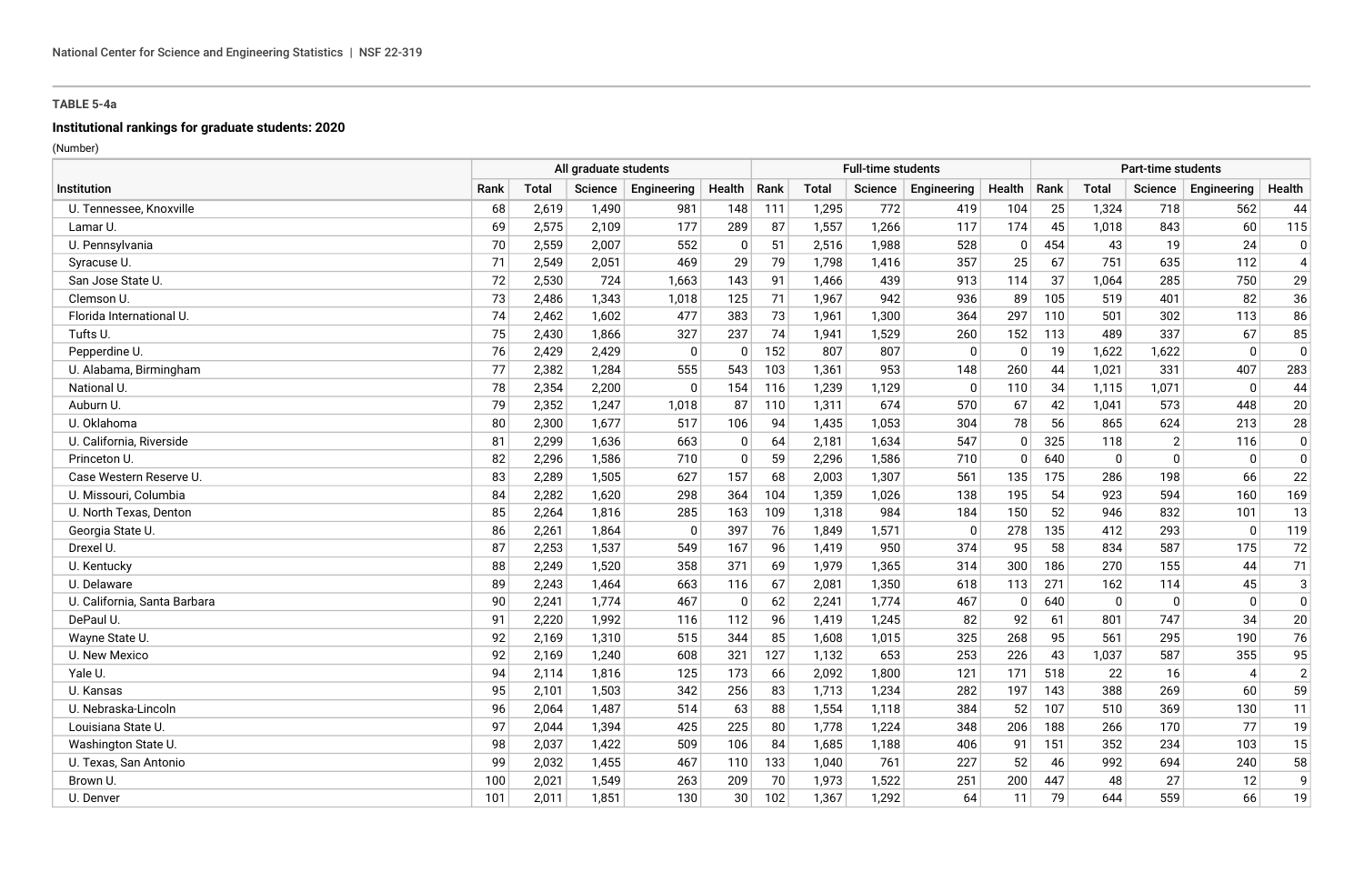**TABLE 5-4a**

**Institutional rankings for graduate students: 2020**

(Number)

| Institution | All graduate students | | | | | Full-time students | | | | | Part-time students | | | | |
|---|---|---|---|---|---|---|---|---|---|---|---|---|---|---|---|
| | Rank | Total | Science | Engineering | Health | Rank | Total | Science | Engineering | Health | Rank | Total | Science | Engineering | Health |
| U. Tennessee, Knoxville | 68 | 2,619 | 1,490 | 981 | 148 | 111 | 1,295 | 772 | 419 | 104 | 25 | 1,324 | 718 | 562 | 44 |
| Lamar U. | 69 | 2,575 | 2,109 | 177 | 289 | 87 | 1,557 | 1,266 | 117 | 174 | 45 | 1,018 | 843 | 60 | 115 |
| U. Pennsylvania | 70 | 2,559 | 2,007 | 552 | 0 | 51 | 2,516 | 1,988 | 528 | 0 | 454 | 43 | 19 | 24 | 0 |
| Syracuse U. | 71 | 2,549 | 2,051 | 469 | 29 | 79 | 1,798 | 1,416 | 357 | 25 | 67 | 751 | 635 | 112 | 4 |
| San Jose State U. | 72 | 2,530 | 724 | 1,663 | 143 | 91 | 1,466 | 439 | 913 | 114 | 37 | 1,064 | 285 | 750 | 29 |
| Clemson U. | 73 | 2,486 | 1,343 | 1,018 | 125 | 71 | 1,967 | 942 | 936 | 89 | 105 | 519 | 401 | 82 | 36 |
| Florida International U. | 74 | 2,462 | 1,602 | 477 | 383 | 73 | 1,961 | 1,300 | 364 | 297 | 110 | 501 | 302 | 113 | 86 |
| Tufts U. | 75 | 2,430 | 1,866 | 327 | 237 | 74 | 1,941 | 1,529 | 260 | 152 | 113 | 489 | 337 | 67 | 85 |
| Pepperdine U. | 76 | 2,429 | 2,429 | 0 | 0 | 152 | 807 | 807 | 0 | 0 | 19 | 1,622 | 1,622 | 0 | 0 |
| U. Alabama, Birmingham | 77 | 2,382 | 1,284 | 555 | 543 | 103 | 1,361 | 953 | 148 | 260 | 44 | 1,021 | 331 | 407 | 283 |
| National U. | 78 | 2,354 | 2,200 | 0 | 154 | 116 | 1,239 | 1,129 | 0 | 110 | 34 | 1,115 | 1,071 | 0 | 44 |
| Auburn U. | 79 | 2,352 | 1,247 | 1,018 | 87 | 110 | 1,311 | 674 | 570 | 67 | 42 | 1,041 | 573 | 448 | 20 |
| U. Oklahoma | 80 | 2,300 | 1,677 | 517 | 106 | 94 | 1,435 | 1,053 | 304 | 78 | 56 | 865 | 624 | 213 | 28 |
| U. California, Riverside | 81 | 2,299 | 1,636 | 663 | 0 | 64 | 2,181 | 1,634 | 547 | 0 | 325 | 118 | 2 | 116 | 0 |
| Princeton U. | 82 | 2,296 | 1,586 | 710 | 0 | 59 | 2,296 | 1,586 | 710 | 0 | 640 | 0 | 0 | 0 | 0 |
| Case Western Reserve U. | 83 | 2,289 | 1,505 | 627 | 157 | 68 | 2,003 | 1,307 | 561 | 135 | 175 | 286 | 198 | 66 | 22 |
| U. Missouri, Columbia | 84 | 2,282 | 1,620 | 298 | 364 | 104 | 1,359 | 1,026 | 138 | 195 | 54 | 923 | 594 | 160 | 169 |
| U. North Texas, Denton | 85 | 2,264 | 1,816 | 285 | 163 | 109 | 1,318 | 984 | 184 | 150 | 52 | 946 | 832 | 101 | 13 |
| Georgia State U. | 86 | 2,261 | 1,864 | 0 | 397 | 76 | 1,849 | 1,571 | 0 | 278 | 135 | 412 | 293 | 0 | 119 |
| Drexel U. | 87 | 2,253 | 1,537 | 549 | 167 | 96 | 1,419 | 950 | 374 | 95 | 58 | 834 | 587 | 175 | 72 |
| U. Kentucky | 88 | 2,249 | 1,520 | 358 | 371 | 69 | 1,979 | 1,365 | 314 | 300 | 186 | 270 | 155 | 44 | 71 |
| U. Delaware | 89 | 2,243 | 1,464 | 663 | 116 | 67 | 2,081 | 1,350 | 618 | 113 | 271 | 162 | 114 | 45 | 3 |
| U. California, Santa Barbara | 90 | 2,241 | 1,774 | 467 | 0 | 62 | 2,241 | 1,774 | 467 | 0 | 640 | 0 | 0 | 0 | 0 |
| DePaul U. | 91 | 2,220 | 1,992 | 116 | 112 | 96 | 1,419 | 1,245 | 82 | 92 | 61 | 801 | 747 | 34 | 20 |
| Wayne State U. | 92 | 2,169 | 1,310 | 515 | 344 | 85 | 1,608 | 1,015 | 325 | 268 | 95 | 561 | 295 | 190 | 76 |
| U. New Mexico | 92 | 2,169 | 1,240 | 608 | 321 | 127 | 1,132 | 653 | 253 | 226 | 43 | 1,037 | 587 | 355 | 95 |
| Yale U. | 94 | 2,114 | 1,816 | 125 | 173 | 66 | 2,092 | 1,800 | 121 | 171 | 518 | 22 | 16 | 4 | 2 |
| U. Kansas | 95 | 2,101 | 1,503 | 342 | 256 | 83 | 1,713 | 1,234 | 282 | 197 | 143 | 388 | 269 | 60 | 59 |
| U. Nebraska-Lincoln | 96 | 2,064 | 1,487 | 514 | 63 | 88 | 1,554 | 1,118 | 384 | 52 | 107 | 510 | 369 | 130 | 11 |
| Louisiana State U. | 97 | 2,044 | 1,394 | 425 | 225 | 80 | 1,778 | 1,224 | 348 | 206 | 188 | 266 | 170 | 77 | 19 |
| Washington State U. | 98 | 2,037 | 1,422 | 509 | 106 | 84 | 1,685 | 1,188 | 406 | 91 | 151 | 352 | 234 | 103 | 15 |
| U. Texas, San Antonio | 99 | 2,032 | 1,455 | 467 | 110 | 133 | 1,040 | 761 | 227 | 52 | 46 | 992 | 694 | 240 | 58 |
| Brown U. | 100 | 2,021 | 1,549 | 263 | 209 | 70 | 1,973 | 1,522 | 251 | 200 | 447 | 48 | 27 | 12 | 9 |
| U. Denver | 101 | 2,011 | 1,851 | 130 | 30 | 102 | 1,367 | 1,292 | 64 | 11 | 79 | 644 | 559 | 66 | 19 |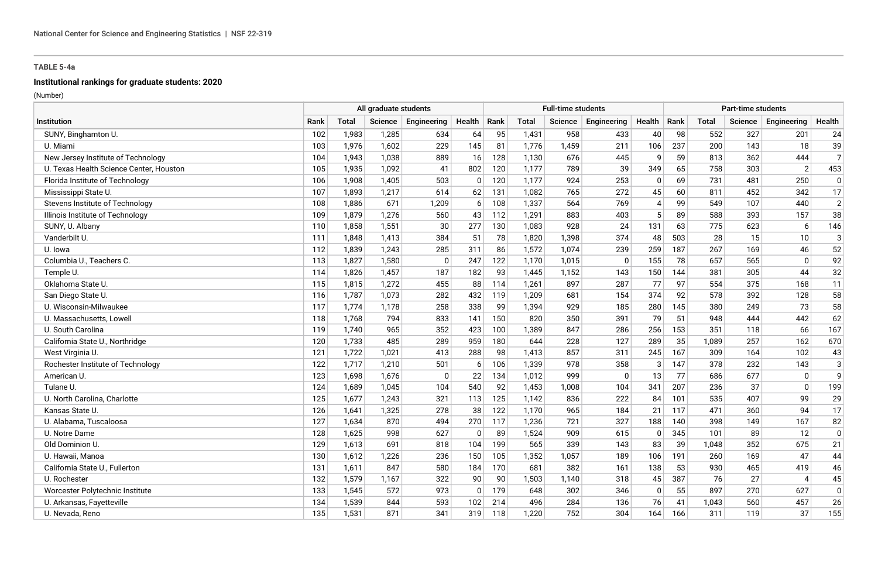**TABLE 5-4a**

**Institutional rankings for graduate students: 2020**

(Number)

| Institution | All graduate students | | | | | Full-time students | | | | | Part-time students | | | | |
|---|---|---|---|---|---|---|---|---|---|---|---|---|---|---|---|
| | Rank | Total | Science | Engineering | Health | Rank | Total | Science | Engineering | Health | Rank | Total | Science | Engineering | Health |
| SUNY, Binghamton U. | 102 | 1,983 | 1,285 | 634 | 64 | 95 | 1,431 | 958 | 433 | 40 | 98 | 552 | 327 | 201 | 24 |
| U. Miami | 103 | 1,976 | 1,602 | 229 | 145 | 81 | 1,776 | 1,459 | 211 | 106 | 237 | 200 | 143 | 18 | 39 |
| New Jersey Institute of Technology | 104 | 1,943 | 1,038 | 889 | 16 | 128 | 1,130 | 676 | 445 | 9 | 59 | 813 | 362 | 444 | 7 |
| U. Texas Health Science Center, Houston | 105 | 1,935 | 1,092 | 41 | 802 | 120 | 1,177 | 789 | 39 | 349 | 65 | 758 | 303 | 2 | 453 |
| Florida Institute of Technology | 106 | 1,908 | 1,405 | 503 | 0 | 120 | 1,177 | 924 | 253 | 0 | 69 | 731 | 481 | 250 | 0 |
| Mississippi State U. | 107 | 1,893 | 1,217 | 614 | 62 | 131 | 1,082 | 765 | 272 | 45 | 60 | 811 | 452 | 342 | 17 |
| Stevens Institute of Technology | 108 | 1,886 | 671 | 1,209 | 6 | 108 | 1,337 | 564 | 769 | 4 | 99 | 549 | 107 | 440 | 2 |
| Illinois Institute of Technology | 109 | 1,879 | 1,276 | 560 | 43 | 112 | 1,291 | 883 | 403 | 5 | 89 | 588 | 393 | 157 | 38 |
| SUNY, U. Albany | 110 | 1,858 | 1,551 | 30 | 277 | 130 | 1,083 | 928 | 24 | 131 | 63 | 775 | 623 | 6 | 146 |
| Vanderbilt U. | 111 | 1,848 | 1,413 | 384 | 51 | 78 | 1,820 | 1,398 | 374 | 48 | 503 | 28 | 15 | 10 | 3 |
| U. Iowa | 112 | 1,839 | 1,243 | 285 | 311 | 86 | 1,572 | 1,074 | 239 | 259 | 187 | 267 | 169 | 46 | 52 |
| Columbia U., Teachers C. | 113 | 1,827 | 1,580 | 0 | 247 | 122 | 1,170 | 1,015 | 0 | 155 | 78 | 657 | 565 | 0 | 92 |
| Temple U. | 114 | 1,826 | 1,457 | 187 | 182 | 93 | 1,445 | 1,152 | 143 | 150 | 144 | 381 | 305 | 44 | 32 |
| Oklahoma State U. | 115 | 1,815 | 1,272 | 455 | 88 | 114 | 1,261 | 897 | 287 | 77 | 97 | 554 | 375 | 168 | 11 |
| San Diego State U. | 116 | 1,787 | 1,073 | 282 | 432 | 119 | 1,209 | 681 | 154 | 374 | 92 | 578 | 392 | 128 | 58 |
| U. Wisconsin-Milwaukee | 117 | 1,774 | 1,178 | 258 | 338 | 99 | 1,394 | 929 | 185 | 280 | 145 | 380 | 249 | 73 | 58 |
| U. Massachusetts, Lowell | 118 | 1,768 | 794 | 833 | 141 | 150 | 820 | 350 | 391 | 79 | 51 | 948 | 444 | 442 | 62 |
| U. South Carolina | 119 | 1,740 | 965 | 352 | 423 | 100 | 1,389 | 847 | 286 | 256 | 153 | 351 | 118 | 66 | 167 |
| California State U., Northridge | 120 | 1,733 | 485 | 289 | 959 | 180 | 644 | 228 | 127 | 289 | 35 | 1,089 | 257 | 162 | 670 |
| West Virginia U. | 121 | 1,722 | 1,021 | 413 | 288 | 98 | 1,413 | 857 | 311 | 245 | 167 | 309 | 164 | 102 | 43 |
| Rochester Institute of Technology | 122 | 1,717 | 1,210 | 501 | 6 | 106 | 1,339 | 978 | 358 | 3 | 147 | 378 | 232 | 143 | 3 |
| American U. | 123 | 1,698 | 1,676 | 0 | 22 | 134 | 1,012 | 999 | 0 | 13 | 77 | 686 | 677 | 0 | 9 |
| Tulane U. | 124 | 1,689 | 1,045 | 104 | 540 | 92 | 1,453 | 1,008 | 104 | 341 | 207 | 236 | 37 | 0 | 199 |
| U. North Carolina, Charlotte | 125 | 1,677 | 1,243 | 321 | 113 | 125 | 1,142 | 836 | 222 | 84 | 101 | 535 | 407 | 99 | 29 |
| Kansas State U. | 126 | 1,641 | 1,325 | 278 | 38 | 122 | 1,170 | 965 | 184 | 21 | 117 | 471 | 360 | 94 | 17 |
| U. Alabama, Tuscaloosa | 127 | 1,634 | 870 | 494 | 270 | 117 | 1,236 | 721 | 327 | 188 | 140 | 398 | 149 | 167 | 82 |
| U. Notre Dame | 128 | 1,625 | 998 | 627 | 0 | 89 | 1,524 | 909 | 615 | 0 | 345 | 101 | 89 | 12 | 0 |
| Old Dominion U. | 129 | 1,613 | 691 | 818 | 104 | 199 | 565 | 339 | 143 | 83 | 39 | 1,048 | 352 | 675 | 21 |
| U. Hawaii, Manoa | 130 | 1,612 | 1,226 | 236 | 150 | 105 | 1,352 | 1,057 | 189 | 106 | 191 | 260 | 169 | 47 | 44 |
| California State U., Fullerton | 131 | 1,611 | 847 | 580 | 184 | 170 | 681 | 382 | 161 | 138 | 53 | 930 | 465 | 419 | 46 |
| U. Rochester | 132 | 1,579 | 1,167 | 322 | 90 | 90 | 1,503 | 1,140 | 318 | 45 | 387 | 76 | 27 | 4 | 45 |
| Worcester Polytechnic Institute | 133 | 1,545 | 572 | 973 | 0 | 179 | 648 | 302 | 346 | 0 | 55 | 897 | 270 | 627 | 0 |
| U. Arkansas, Fayetteville | 134 | 1,539 | 844 | 593 | 102 | 214 | 496 | 284 | 136 | 76 | 41 | 1,043 | 560 | 457 | 26 |
| U. Nevada, Reno | 135 | 1,531 | 871 | 341 | 319 | 118 | 1,220 | 752 | 304 | 164 | 166 | 311 | 119 | 37 | 155 |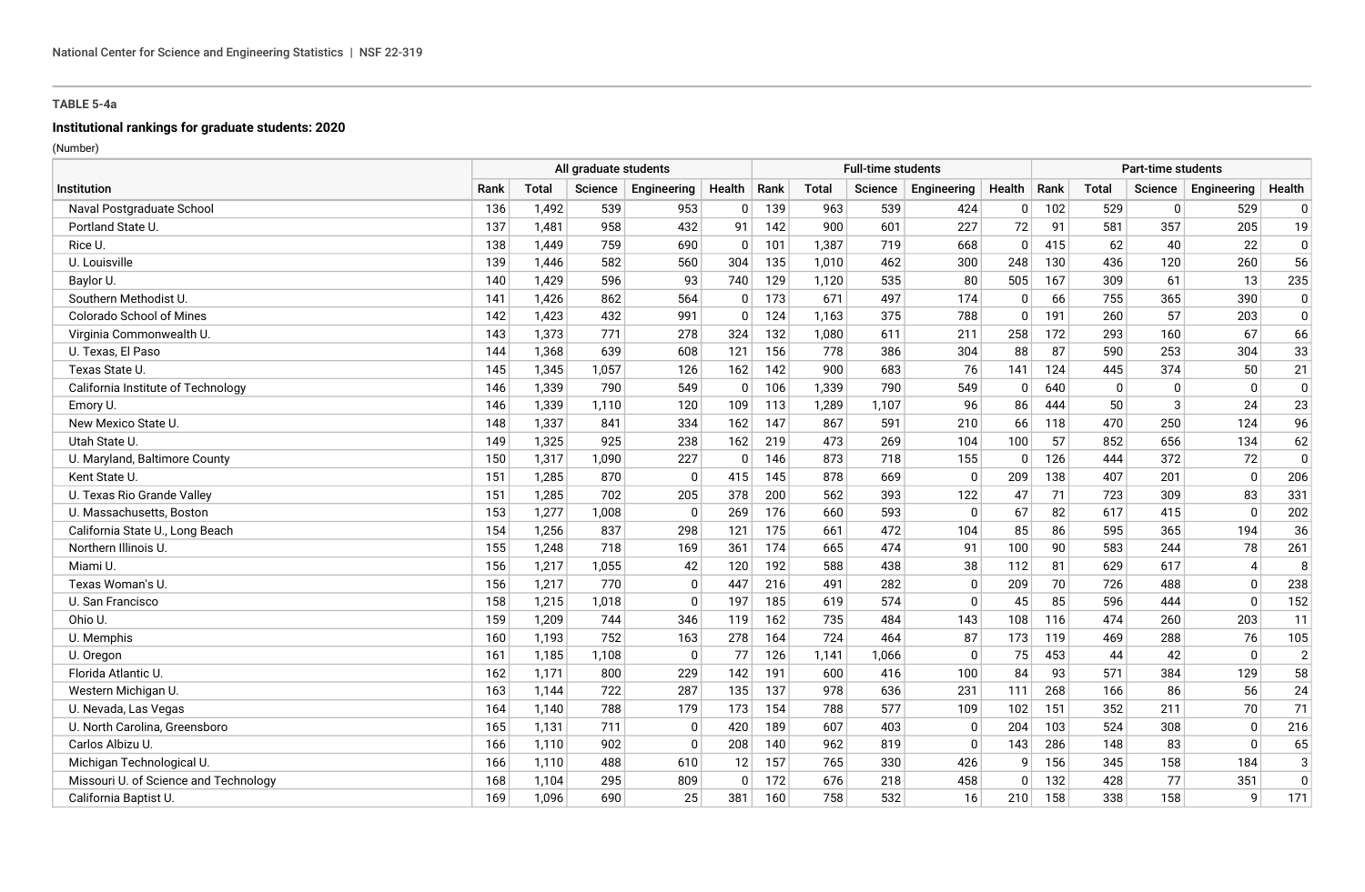**TABLE 5-4a**

**Institutional rankings for graduate students: 2020**

(Number)

| Institution | All graduate students | | | | | Full-time students | | | | | Part-time students | | | | |
|---|---|---|---|---|---|---|---|---|---|---|---|---|---|---|---|
| | Rank | Total | Science | Engineering | Health | Rank | Total | Science | Engineering | Health | Rank | Total | Science | Engineering | Health |
| Naval Postgraduate School | 136 | 1,492 | 539 | 953 | 0 | 139 | 963 | 539 | 424 | 0 | 102 | 529 | 0 | 529 | 0 |
| Portland State U. | 137 | 1,481 | 958 | 432 | 91 | 142 | 900 | 601 | 227 | 72 | 91 | 581 | 357 | 205 | 19 |
| Rice U. | 138 | 1,449 | 759 | 690 | 0 | 101 | 1,387 | 719 | 668 | 0 | 415 | 62 | 40 | 22 | 0 |
| U. Louisville | 139 | 1,446 | 582 | 560 | 304 | 135 | 1,010 | 462 | 300 | 248 | 130 | 436 | 120 | 260 | 56 |
| Baylor U. | 140 | 1,429 | 596 | 93 | 740 | 129 | 1,120 | 535 | 80 | 505 | 167 | 309 | 61 | 13 | 235 |
| Southern Methodist U. | 141 | 1,426 | 862 | 564 | 0 | 173 | 671 | 497 | 174 | 0 | 66 | 755 | 365 | 390 | 0 |
| Colorado School of Mines | 142 | 1,423 | 432 | 991 | 0 | 124 | 1,163 | 375 | 788 | 0 | 191 | 260 | 57 | 203 | 0 |
| Virginia Commonwealth U. | 143 | 1,373 | 771 | 278 | 324 | 132 | 1,080 | 611 | 211 | 258 | 172 | 293 | 160 | 67 | 66 |
| U. Texas, El Paso | 144 | 1,368 | 639 | 608 | 121 | 156 | 778 | 386 | 304 | 88 | 87 | 590 | 253 | 304 | 33 |
| Texas State U. | 145 | 1,345 | 1,057 | 126 | 162 | 142 | 900 | 683 | 76 | 141 | 124 | 445 | 374 | 50 | 21 |
| California Institute of Technology | 146 | 1,339 | 790 | 549 | 0 | 106 | 1,339 | 790 | 549 | 0 | 640 | 0 | 0 | 0 | 0 |
| Emory U. | 146 | 1,339 | 1,110 | 120 | 109 | 113 | 1,289 | 1,107 | 96 | 86 | 444 | 50 | 3 | 24 | 23 |
| New Mexico State U. | 148 | 1,337 | 841 | 334 | 162 | 147 | 867 | 591 | 210 | 66 | 118 | 470 | 250 | 124 | 96 |
| Utah State U. | 149 | 1,325 | 925 | 238 | 162 | 219 | 473 | 269 | 104 | 100 | 57 | 852 | 656 | 134 | 62 |
| U. Maryland, Baltimore County | 150 | 1,317 | 1,090 | 227 | 0 | 146 | 873 | 718 | 155 | 0 | 126 | 444 | 372 | 72 | 0 |
| Kent State U. | 151 | 1,285 | 870 | 0 | 415 | 145 | 878 | 669 | 0 | 209 | 138 | 407 | 201 | 0 | 206 |
| U. Texas Rio Grande Valley | 151 | 1,285 | 702 | 205 | 378 | 200 | 562 | 393 | 122 | 47 | 71 | 723 | 309 | 83 | 331 |
| U. Massachusetts, Boston | 153 | 1,277 | 1,008 | 0 | 269 | 176 | 660 | 593 | 0 | 67 | 82 | 617 | 415 | 0 | 202 |
| California State U., Long Beach | 154 | 1,256 | 837 | 298 | 121 | 175 | 661 | 472 | 104 | 85 | 86 | 595 | 365 | 194 | 36 |
| Northern Illinois U. | 155 | 1,248 | 718 | 169 | 361 | 174 | 665 | 474 | 91 | 100 | 90 | 583 | 244 | 78 | 261 |
| Miami U. | 156 | 1,217 | 1,055 | 42 | 120 | 192 | 588 | 438 | 38 | 112 | 81 | 629 | 617 | 4 | 8 |
| Texas Woman's U. | 156 | 1,217 | 770 | 0 | 447 | 216 | 491 | 282 | 0 | 209 | 70 | 726 | 488 | 0 | 238 |
| U. San Francisco | 158 | 1,215 | 1,018 | 0 | 197 | 185 | 619 | 574 | 0 | 45 | 85 | 596 | 444 | 0 | 152 |
| Ohio U. | 159 | 1,209 | 744 | 346 | 119 | 162 | 735 | 484 | 143 | 108 | 116 | 474 | 260 | 203 | 11 |
| U. Memphis | 160 | 1,193 | 752 | 163 | 278 | 164 | 724 | 464 | 87 | 173 | 119 | 469 | 288 | 76 | 105 |
| U. Oregon | 161 | 1,185 | 1,108 | 0 | 77 | 126 | 1,141 | 1,066 | 0 | 75 | 453 | 44 | 42 | 0 | 2 |
| Florida Atlantic U. | 162 | 1,171 | 800 | 229 | 142 | 191 | 600 | 416 | 100 | 84 | 93 | 571 | 384 | 129 | 58 |
| Western Michigan U. | 163 | 1,144 | 722 | 287 | 135 | 137 | 978 | 636 | 231 | 111 | 268 | 166 | 86 | 56 | 24 |
| U. Nevada, Las Vegas | 164 | 1,140 | 788 | 179 | 173 | 154 | 788 | 577 | 109 | 102 | 151 | 352 | 211 | 70 | 71 |
| U. North Carolina, Greensboro | 165 | 1,131 | 711 | 0 | 420 | 189 | 607 | 403 | 0 | 204 | 103 | 524 | 308 | 0 | 216 |
| Carlos Albizu U. | 166 | 1,110 | 902 | 0 | 208 | 140 | 962 | 819 | 0 | 143 | 286 | 148 | 83 | 0 | 65 |
| Michigan Technological U. | 166 | 1,110 | 488 | 610 | 12 | 157 | 765 | 330 | 426 | 9 | 156 | 345 | 158 | 184 | 3 |
| Missouri U. of Science and Technology | 168 | 1,104 | 295 | 809 | 0 | 172 | 676 | 218 | 458 | 0 | 132 | 428 | 77 | 351 | 0 |
| California Baptist U. | 169 | 1,096 | 690 | 25 | 381 | 160 | 758 | 532 | 16 | 210 | 158 | 338 | 158 | 9 | 171 |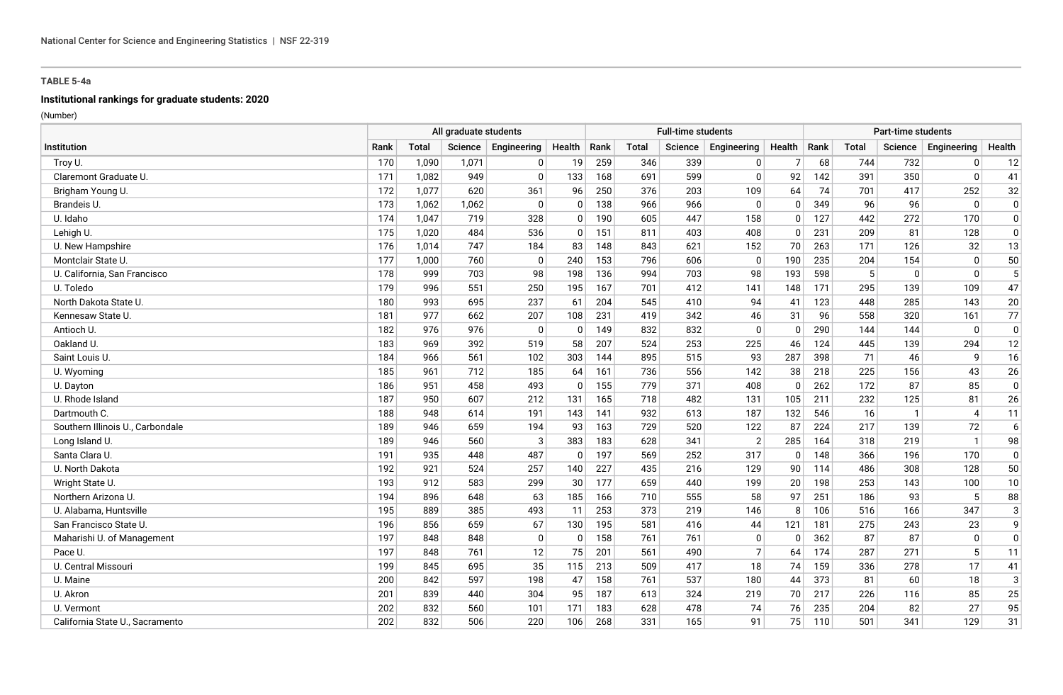**TABLE 5-4a**

**Institutional rankings for graduate students: 2020**

(Number)

| Institution | All graduate students | | | | | Full-time students | | | | | Part-time students | | | | |
|---|---|---|---|---|---|---|---|---|---|---|---|---|---|---|---|
| | Rank | Total | Science | Engineering | Health | Rank | Total | Science | Engineering | Health | Rank | Total | Science | Engineering | Health |
| Troy U. | 170 | 1,090 | 1,071 | 0 | 19 | 259 | 346 | 339 | 0 | 7 | 68 | 744 | 732 | 0 | 12 |
| Claremont Graduate U. | 171 | 1,082 | 949 | 0 | 133 | 168 | 691 | 599 | 0 | 92 | 142 | 391 | 350 | 0 | 41 |
| Brigham Young U. | 172 | 1,077 | 620 | 361 | 96 | 250 | 376 | 203 | 109 | 64 | 74 | 701 | 417 | 252 | 32 |
| Brandeis U. | 173 | 1,062 | 1,062 | 0 | 0 | 138 | 966 | 966 | 0 | 0 | 349 | 96 | 96 | 0 | 0 |
| U. Idaho | 174 | 1,047 | 719 | 328 | 0 | 190 | 605 | 447 | 158 | 0 | 127 | 442 | 272 | 170 | 0 |
| Lehigh U. | 175 | 1,020 | 484 | 536 | 0 | 151 | 811 | 403 | 408 | 0 | 231 | 209 | 81 | 128 | 0 |
| U. New Hampshire | 176 | 1,014 | 747 | 184 | 83 | 148 | 843 | 621 | 152 | 70 | 263 | 171 | 126 | 32 | 13 |
| Montclair State U. | 177 | 1,000 | 760 | 0 | 240 | 153 | 796 | 606 | 0 | 190 | 235 | 204 | 154 | 0 | 50 |
| U. California, San Francisco | 178 | 999 | 703 | 98 | 198 | 136 | 994 | 703 | 98 | 193 | 598 | 5 | 0 | 0 | 5 |
| U. Toledo | 179 | 996 | 551 | 250 | 195 | 167 | 701 | 412 | 141 | 148 | 171 | 295 | 139 | 109 | 47 |
| North Dakota State U. | 180 | 993 | 695 | 237 | 61 | 204 | 545 | 410 | 94 | 41 | 123 | 448 | 285 | 143 | 20 |
| Kennesaw State U. | 181 | 977 | 662 | 207 | 108 | 231 | 419 | 342 | 46 | 31 | 96 | 558 | 320 | 161 | 77 |
| Antioch U. | 182 | 976 | 976 | 0 | 0 | 149 | 832 | 832 | 0 | 0 | 290 | 144 | 144 | 0 | 0 |
| Oakland U. | 183 | 969 | 392 | 519 | 58 | 207 | 524 | 253 | 225 | 46 | 124 | 445 | 139 | 294 | 12 |
| Saint Louis U. | 184 | 966 | 561 | 102 | 303 | 144 | 895 | 515 | 93 | 287 | 398 | 71 | 46 | 9 | 16 |
| U. Wyoming | 185 | 961 | 712 | 185 | 64 | 161 | 736 | 556 | 142 | 38 | 218 | 225 | 156 | 43 | 26 |
| U. Dayton | 186 | 951 | 458 | 493 | 0 | 155 | 779 | 371 | 408 | 0 | 262 | 172 | 87 | 85 | 0 |
| U. Rhode Island | 187 | 950 | 607 | 212 | 131 | 165 | 718 | 482 | 131 | 105 | 211 | 232 | 125 | 81 | 26 |
| Dartmouth C. | 188 | 948 | 614 | 191 | 143 | 141 | 932 | 613 | 187 | 132 | 546 | 16 | 1 | 4 | 11 |
| Southern Illinois U., Carbondale | 189 | 946 | 659 | 194 | 93 | 163 | 729 | 520 | 122 | 87 | 224 | 217 | 139 | 72 | 6 |
| Long Island U. | 189 | 946 | 560 | 3 | 383 | 183 | 628 | 341 | 2 | 285 | 164 | 318 | 219 | 1 | 98 |
| Santa Clara U. | 191 | 935 | 448 | 487 | 0 | 197 | 569 | 252 | 317 | 0 | 148 | 366 | 196 | 170 | 0 |
| U. North Dakota | 192 | 921 | 524 | 257 | 140 | 227 | 435 | 216 | 129 | 90 | 114 | 486 | 308 | 128 | 50 |
| Wright State U. | 193 | 912 | 583 | 299 | 30 | 177 | 659 | 440 | 199 | 20 | 198 | 253 | 143 | 100 | 10 |
| Northern Arizona U. | 194 | 896 | 648 | 63 | 185 | 166 | 710 | 555 | 58 | 97 | 251 | 186 | 93 | 5 | 88 |
| U. Alabama, Huntsville | 195 | 889 | 385 | 493 | 11 | 253 | 373 | 219 | 146 | 8 | 106 | 516 | 166 | 347 | 3 |
| San Francisco State U. | 196 | 856 | 659 | 67 | 130 | 195 | 581 | 416 | 44 | 121 | 181 | 275 | 243 | 23 | 9 |
| Maharishi U. of Management | 197 | 848 | 848 | 0 | 0 | 158 | 761 | 761 | 0 | 0 | 362 | 87 | 87 | 0 | 0 |
| Pace U. | 197 | 848 | 761 | 12 | 75 | 201 | 561 | 490 | 7 | 64 | 174 | 287 | 271 | 5 | 11 |
| U. Central Missouri | 199 | 845 | 695 | 35 | 115 | 213 | 509 | 417 | 18 | 74 | 159 | 336 | 278 | 17 | 41 |
| U. Maine | 200 | 842 | 597 | 198 | 47 | 158 | 761 | 537 | 180 | 44 | 373 | 81 | 60 | 18 | 3 |
| U. Akron | 201 | 839 | 440 | 304 | 95 | 187 | 613 | 324 | 219 | 70 | 217 | 226 | 116 | 85 | 25 |
| U. Vermont | 202 | 832 | 560 | 101 | 171 | 183 | 628 | 478 | 74 | 76 | 235 | 204 | 82 | 27 | 95 |
| California State U., Sacramento | 202 | 832 | 506 | 220 | 106 | 268 | 331 | 165 | 91 | 75 | 110 | 501 | 341 | 129 | 31 |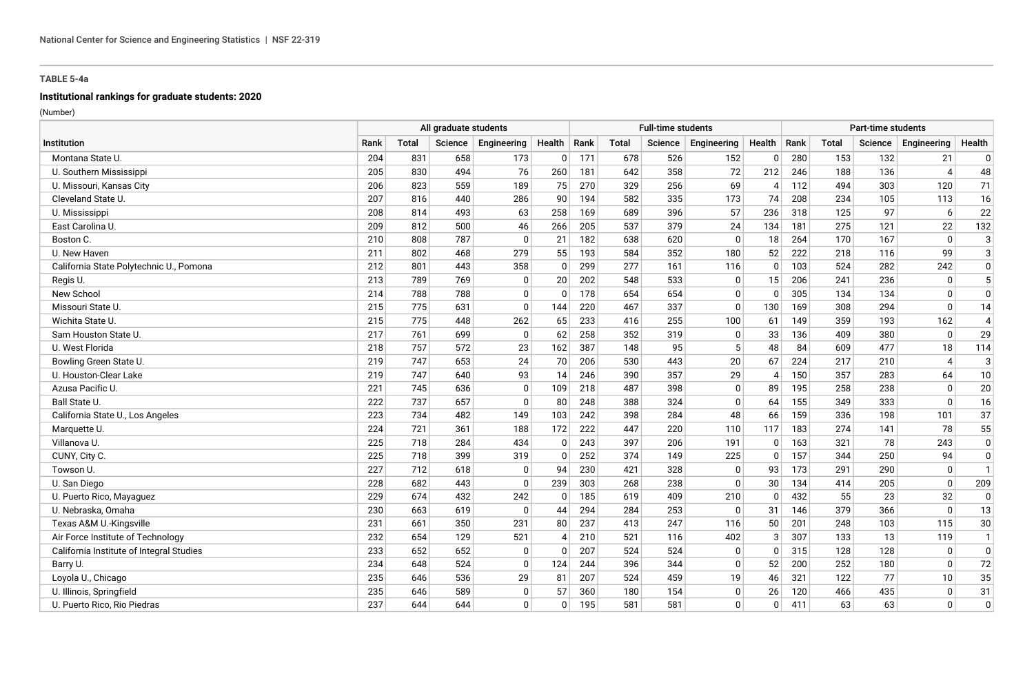**TABLE 5-4a**

**Institutional rankings for graduate students: 2020**

(Number)

| Institution | All graduate students | | | | | Full-time students | | | | | Part-time students | | | | |
|---|---|---|---|---|---|---|---|---|---|---|---|---|---|---|---|
| | Rank | Total | Science | Engineering | Health | Rank | Total | Science | Engineering | Health | Rank | Total | Science | Engineering | Health |
| Montana State U. | 204 | 831 | 658 | 173 | 0 | 171 | 678 | 526 | 152 | 0 | 280 | 153 | 132 | 21 | 0 |
| U. Southern Mississippi | 205 | 830 | 494 | 76 | 260 | 181 | 642 | 358 | 72 | 212 | 246 | 188 | 136 | 4 | 48 |
| U. Missouri, Kansas City | 206 | 823 | 559 | 189 | 75 | 270 | 329 | 256 | 69 | 4 | 112 | 494 | 303 | 120 | 71 |
| Cleveland State U. | 207 | 816 | 440 | 286 | 90 | 194 | 582 | 335 | 173 | 74 | 208 | 234 | 105 | 113 | 16 |
| U. Mississippi | 208 | 814 | 493 | 63 | 258 | 169 | 689 | 396 | 57 | 236 | 318 | 125 | 97 | 6 | 22 |
| East Carolina U. | 209 | 812 | 500 | 46 | 266 | 205 | 537 | 379 | 24 | 134 | 181 | 275 | 121 | 22 | 132 |
| Boston C. | 210 | 808 | 787 | 0 | 21 | 182 | 638 | 620 | 0 | 18 | 264 | 170 | 167 | 0 | 3 |
| U. New Haven | 211 | 802 | 468 | 279 | 55 | 193 | 584 | 352 | 180 | 52 | 222 | 218 | 116 | 99 | 3 |
| California State Polytechnic U., Pomona | 212 | 801 | 443 | 358 | 0 | 299 | 277 | 161 | 116 | 0 | 103 | 524 | 282 | 242 | 0 |
| Regis U. | 213 | 789 | 769 | 0 | 20 | 202 | 548 | 533 | 0 | 15 | 206 | 241 | 236 | 0 | 5 |
| New School | 214 | 788 | 788 | 0 | 0 | 178 | 654 | 654 | 0 | 0 | 305 | 134 | 134 | 0 | 0 |
| Missouri State U. | 215 | 775 | 631 | 0 | 144 | 220 | 467 | 337 | 0 | 130 | 169 | 308 | 294 | 0 | 14 |
| Wichita State U. | 215 | 775 | 448 | 262 | 65 | 233 | 416 | 255 | 100 | 61 | 149 | 359 | 193 | 162 | 4 |
| Sam Houston State U. | 217 | 761 | 699 | 0 | 62 | 258 | 352 | 319 | 0 | 33 | 136 | 409 | 380 | 0 | 29 |
| U. West Florida | 218 | 757 | 572 | 23 | 162 | 387 | 148 | 95 | 5 | 48 | 84 | 609 | 477 | 18 | 114 |
| Bowling Green State U. | 219 | 747 | 653 | 24 | 70 | 206 | 530 | 443 | 20 | 67 | 224 | 217 | 210 | 4 | 3 |
| U. Houston-Clear Lake | 219 | 747 | 640 | 93 | 14 | 246 | 390 | 357 | 29 | 4 | 150 | 357 | 283 | 64 | 10 |
| Azusa Pacific U. | 221 | 745 | 636 | 0 | 109 | 218 | 487 | 398 | 0 | 89 | 195 | 258 | 238 | 0 | 20 |
| Ball State U. | 222 | 737 | 657 | 0 | 80 | 248 | 388 | 324 | 0 | 64 | 155 | 349 | 333 | 0 | 16 |
| California State U., Los Angeles | 223 | 734 | 482 | 149 | 103 | 242 | 398 | 284 | 48 | 66 | 159 | 336 | 198 | 101 | 37 |
| Marquette U. | 224 | 721 | 361 | 188 | 172 | 222 | 447 | 220 | 110 | 117 | 183 | 274 | 141 | 78 | 55 |
| Villanova U. | 225 | 718 | 284 | 434 | 0 | 243 | 397 | 206 | 191 | 0 | 163 | 321 | 78 | 243 | 0 |
| CUNY, City C. | 225 | 718 | 399 | 319 | 0 | 252 | 374 | 149 | 225 | 0 | 157 | 344 | 250 | 94 | 0 |
| Towson U. | 227 | 712 | 618 | 0 | 94 | 230 | 421 | 328 | 0 | 93 | 173 | 291 | 290 | 0 | 1 |
| U. San Diego | 228 | 682 | 443 | 0 | 239 | 303 | 268 | 238 | 0 | 30 | 134 | 414 | 205 | 0 | 209 |
| U. Puerto Rico, Mayaguez | 229 | 674 | 432 | 242 | 0 | 185 | 619 | 409 | 210 | 0 | 432 | 55 | 23 | 32 | 0 |
| U. Nebraska, Omaha | 230 | 663 | 619 | 0 | 44 | 294 | 284 | 253 | 0 | 31 | 146 | 379 | 366 | 0 | 13 |
| Texas A&M U.-Kingsville | 231 | 661 | 350 | 231 | 80 | 237 | 413 | 247 | 116 | 50 | 201 | 248 | 103 | 115 | 30 |
| Air Force Institute of Technology | 232 | 654 | 129 | 521 | 4 | 210 | 521 | 116 | 402 | 3 | 307 | 133 | 13 | 119 | 1 |
| California Institute of Integral Studies | 233 | 652 | 652 | 0 | 0 | 207 | 524 | 524 | 0 | 0 | 315 | 128 | 128 | 0 | 0 |
| Barry U. | 234 | 648 | 524 | 0 | 124 | 244 | 396 | 344 | 0 | 52 | 200 | 252 | 180 | 0 | 72 |
| Loyola U., Chicago | 235 | 646 | 536 | 29 | 81 | 207 | 524 | 459 | 19 | 46 | 321 | 122 | 77 | 10 | 35 |
| U. Illinois, Springfield | 235 | 646 | 589 | 0 | 57 | 360 | 180 | 154 | 0 | 26 | 120 | 466 | 435 | 0 | 31 |
| U. Puerto Rico, Rio Piedras | 237 | 644 | 644 | 0 | 0 | 195 | 581 | 581 | 0 | 0 | 411 | 63 | 63 | 0 | 0 |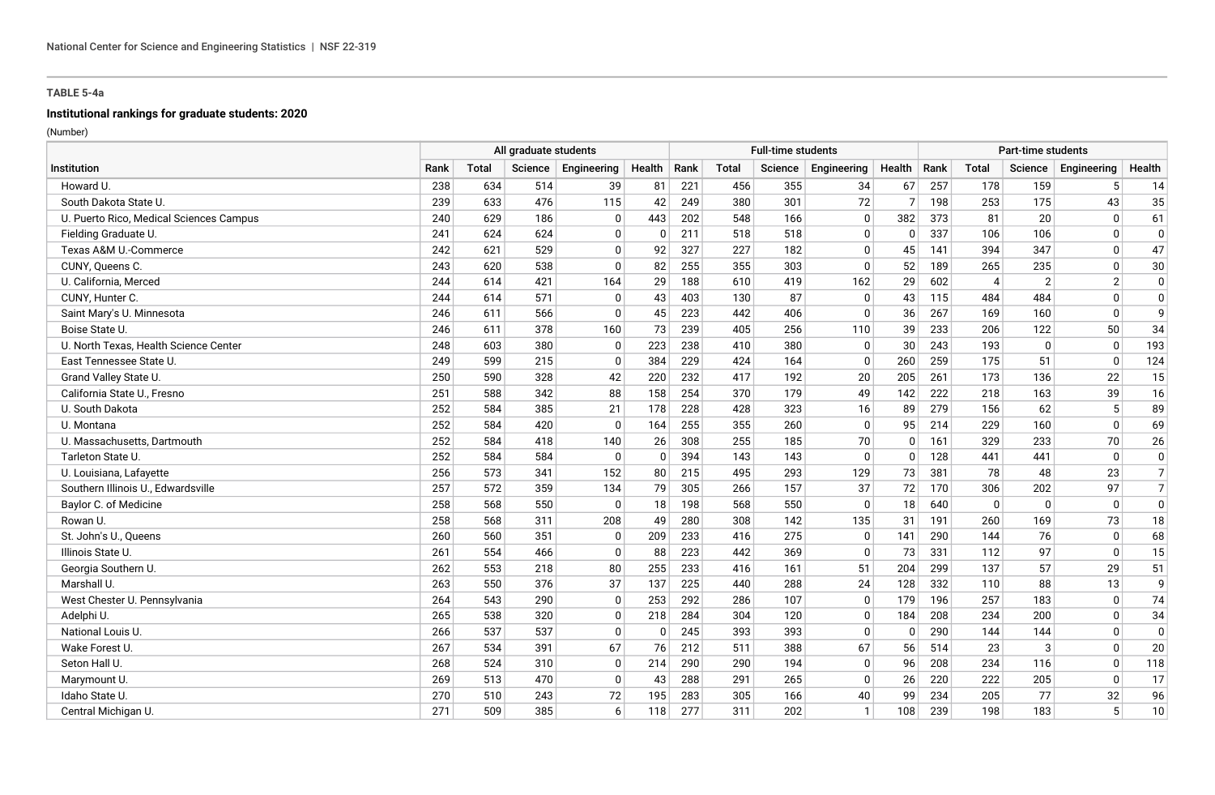**TABLE 5-4a**

**Institutional rankings for graduate students: 2020**

(Number)

| Institution | All graduate students | | | | | Full-time students | | | | | Part-time students | | | | |
|---|---|---|---|---|---|---|---|---|---|---|---|---|---|---|---|
| | Rank | Total | Science | Engineering | Health | Rank | Total | Science | Engineering | Health | Rank | Total | Science | Engineering | Health |
| Howard U. | 238 | 634 | 514 | 39 | 81 | 221 | 456 | 355 | 34 | 67 | 257 | 178 | 159 | 5 | 14 |
| South Dakota State U. | 239 | 633 | 476 | 115 | 42 | 249 | 380 | 301 | 72 | 7 | 198 | 253 | 175 | 43 | 35 |
| U. Puerto Rico, Medical Sciences Campus | 240 | 629 | 186 | 0 | 443 | 202 | 548 | 166 | 0 | 382 | 373 | 81 | 20 | 0 | 61 |
| Fielding Graduate U. | 241 | 624 | 624 | 0 | 0 | 211 | 518 | 518 | 0 | 0 | 337 | 106 | 106 | 0 | 0 |
| Texas A&M U.-Commerce | 242 | 621 | 529 | 0 | 92 | 327 | 227 | 182 | 0 | 45 | 141 | 394 | 347 | 0 | 47 |
| CUNY, Queens C. | 243 | 620 | 538 | 0 | 82 | 255 | 355 | 303 | 0 | 52 | 189 | 265 | 235 | 0 | 30 |
| U. California, Merced | 244 | 614 | 421 | 164 | 29 | 188 | 610 | 419 | 162 | 29 | 602 | 4 | 2 | 2 | 0 |
| CUNY, Hunter C. | 244 | 614 | 571 | 0 | 43 | 403 | 130 | 87 | 0 | 43 | 115 | 484 | 484 | 0 | 0 |
| Saint Mary's U. Minnesota | 246 | 611 | 566 | 0 | 45 | 223 | 442 | 406 | 0 | 36 | 267 | 169 | 160 | 0 | 9 |
| Boise State U. | 246 | 611 | 378 | 160 | 73 | 239 | 405 | 256 | 110 | 39 | 233 | 206 | 122 | 50 | 34 |
| U. North Texas, Health Science Center | 248 | 603 | 380 | 0 | 223 | 238 | 410 | 380 | 0 | 30 | 243 | 193 | 0 | 0 | 193 |
| East Tennessee State U. | 249 | 599 | 215 | 0 | 384 | 229 | 424 | 164 | 0 | 260 | 259 | 175 | 51 | 0 | 124 |
| Grand Valley State U. | 250 | 590 | 328 | 42 | 220 | 232 | 417 | 192 | 20 | 205 | 261 | 173 | 136 | 22 | 15 |
| California State U., Fresno | 251 | 588 | 342 | 88 | 158 | 254 | 370 | 179 | 49 | 142 | 222 | 218 | 163 | 39 | 16 |
| U. South Dakota | 252 | 584 | 385 | 21 | 178 | 228 | 428 | 323 | 16 | 89 | 279 | 156 | 62 | 5 | 89 |
| U. Montana | 252 | 584 | 420 | 0 | 164 | 255 | 355 | 260 | 0 | 95 | 214 | 229 | 160 | 0 | 69 |
| U. Massachusetts, Dartmouth | 252 | 584 | 418 | 140 | 26 | 308 | 255 | 185 | 70 | 0 | 161 | 329 | 233 | 70 | 26 |
| Tarleton State U. | 252 | 584 | 584 | 0 | 0 | 394 | 143 | 143 | 0 | 0 | 128 | 441 | 441 | 0 | 0 |
| U. Louisiana, Lafayette | 256 | 573 | 341 | 152 | 80 | 215 | 495 | 293 | 129 | 73 | 381 | 78 | 48 | 23 | 7 |
| Southern Illinois U., Edwardsville | 257 | 572 | 359 | 134 | 79 | 305 | 266 | 157 | 37 | 72 | 170 | 306 | 202 | 97 | 7 |
| Baylor C. of Medicine | 258 | 568 | 550 | 0 | 18 | 198 | 568 | 550 | 0 | 18 | 640 | 0 | 0 | 0 | 0 |
| Rowan U. | 258 | 568 | 311 | 208 | 49 | 280 | 308 | 142 | 135 | 31 | 191 | 260 | 169 | 73 | 18 |
| St. John's U., Queens | 260 | 560 | 351 | 0 | 209 | 233 | 416 | 275 | 0 | 141 | 290 | 144 | 76 | 0 | 68 |
| Illinois State U. | 261 | 554 | 466 | 0 | 88 | 223 | 442 | 369 | 0 | 73 | 331 | 112 | 97 | 0 | 15 |
| Georgia Southern U. | 262 | 553 | 218 | 80 | 255 | 233 | 416 | 161 | 51 | 204 | 299 | 137 | 57 | 29 | 51 |
| Marshall U. | 263 | 550 | 376 | 37 | 137 | 225 | 440 | 288 | 24 | 128 | 332 | 110 | 88 | 13 | 9 |
| West Chester U. Pennsylvania | 264 | 543 | 290 | 0 | 253 | 292 | 286 | 107 | 0 | 179 | 196 | 257 | 183 | 0 | 74 |
| Adelphi U. | 265 | 538 | 320 | 0 | 218 | 284 | 304 | 120 | 0 | 184 | 208 | 234 | 200 | 0 | 34 |
| National Louis U. | 266 | 537 | 537 | 0 | 0 | 245 | 393 | 393 | 0 | 0 | 290 | 144 | 144 | 0 | 0 |
| Wake Forest U. | 267 | 534 | 391 | 67 | 76 | 212 | 511 | 388 | 67 | 56 | 514 | 23 | 3 | 0 | 20 |
| Seton Hall U. | 268 | 524 | 310 | 0 | 214 | 290 | 290 | 194 | 0 | 96 | 208 | 234 | 116 | 0 | 118 |
| Marymount U. | 269 | 513 | 470 | 0 | 43 | 288 | 291 | 265 | 0 | 26 | 220 | 222 | 205 | 0 | 17 |
| Idaho State U. | 270 | 510 | 243 | 72 | 195 | 283 | 305 | 166 | 40 | 99 | 234 | 205 | 77 | 32 | 96 |
| Central Michigan U. | 271 | 509 | 385 | 6 | 118 | 277 | 311 | 202 | 1 | 108 | 239 | 198 | 183 | 5 | 10 |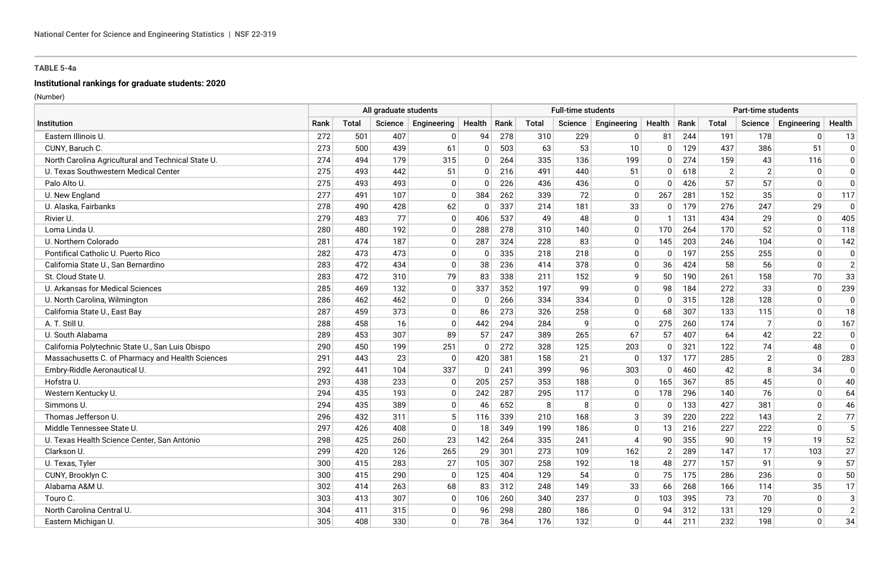**TABLE 5-4a**

**Institutional rankings for graduate students: 2020**

(Number)

| Institution | All graduate students | | | | | Full-time students | | | | | Part-time students | | | | |
|---|---|---|---|---|---|---|---|---|---|---|---|---|---|---|---|
| | Rank | Total | Science | Engineering | Health | Rank | Total | Science | Engineering | Health | Rank | Total | Science | Engineering | Health |
| Eastern Illinois U. | 272 | 501 | 407 | 0 | 94 | 278 | 310 | 229 | 0 | 81 | 244 | 191 | 178 | 0 | 13 |
| CUNY, Baruch C. | 273 | 500 | 439 | 61 | 0 | 503 | 63 | 53 | 10 | 0 | 129 | 437 | 386 | 51 | 0 |
| North Carolina Agricultural and Technical State U. | 274 | 494 | 179 | 315 | 0 | 264 | 335 | 136 | 199 | 0 | 274 | 159 | 43 | 116 | 0 |
| U. Texas Southwestern Medical Center | 275 | 493 | 442 | 51 | 0 | 216 | 491 | 440 | 51 | 0 | 618 | 2 | 2 | 0 | 0 |
| Palo Alto U. | 275 | 493 | 493 | 0 | 0 | 226 | 436 | 436 | 0 | 0 | 426 | 57 | 57 | 0 | 0 |
| U. New England | 277 | 491 | 107 | 0 | 384 | 262 | 339 | 72 | 0 | 267 | 281 | 152 | 35 | 0 | 117 |
| U. Alaska, Fairbanks | 278 | 490 | 428 | 62 | 0 | 337 | 214 | 181 | 33 | 0 | 179 | 276 | 247 | 29 | 0 |
| Rivier U. | 279 | 483 | 77 | 0 | 406 | 537 | 49 | 48 | 0 | 1 | 131 | 434 | 29 | 0 | 405 |
| Loma Linda U. | 280 | 480 | 192 | 0 | 288 | 278 | 310 | 140 | 0 | 170 | 264 | 170 | 52 | 0 | 118 |
| U. Northern Colorado | 281 | 474 | 187 | 0 | 287 | 324 | 228 | 83 | 0 | 145 | 203 | 246 | 104 | 0 | 142 |
| Pontifical Catholic U. Puerto Rico | 282 | 473 | 473 | 0 | 0 | 335 | 218 | 218 | 0 | 0 | 197 | 255 | 255 | 0 | 0 |
| California State U., San Bernardino | 283 | 472 | 434 | 0 | 38 | 236 | 414 | 378 | 0 | 36 | 424 | 58 | 56 | 0 | 2 |
| St. Cloud State U. | 283 | 472 | 310 | 79 | 83 | 338 | 211 | 152 | 9 | 50 | 190 | 261 | 158 | 70 | 33 |
| U. Arkansas for Medical Sciences | 285 | 469 | 132 | 0 | 337 | 352 | 197 | 99 | 0 | 98 | 184 | 272 | 33 | 0 | 239 |
| U. North Carolina, Wilmington | 286 | 462 | 462 | 0 | 0 | 266 | 334 | 334 | 0 | 0 | 315 | 128 | 128 | 0 | 0 |
| California State U., East Bay | 287 | 459 | 373 | 0 | 86 | 273 | 326 | 258 | 0 | 68 | 307 | 133 | 115 | 0 | 18 |
| A. T. Still U. | 288 | 458 | 16 | 0 | 442 | 294 | 284 | 9 | 0 | 275 | 260 | 174 | 7 | 0 | 167 |
| U. South Alabama | 289 | 453 | 307 | 89 | 57 | 247 | 389 | 265 | 67 | 57 | 407 | 64 | 42 | 22 | 0 |
| California Polytechnic State U., San Luis Obispo | 290 | 450 | 199 | 251 | 0 | 272 | 328 | 125 | 203 | 0 | 321 | 122 | 74 | 48 | 0 |
| Massachusetts C. of Pharmacy and Health Sciences | 291 | 443 | 23 | 0 | 420 | 381 | 158 | 21 | 0 | 137 | 177 | 285 | 2 | 0 | 283 |
| Embry-Riddle Aeronautical U. | 292 | 441 | 104 | 337 | 0 | 241 | 399 | 96 | 303 | 0 | 460 | 42 | 8 | 34 | 0 |
| Hofstra U. | 293 | 438 | 233 | 0 | 205 | 257 | 353 | 188 | 0 | 165 | 367 | 85 | 45 | 0 | 40 |
| Western Kentucky U. | 294 | 435 | 193 | 0 | 242 | 287 | 295 | 117 | 0 | 178 | 296 | 140 | 76 | 0 | 64 |
| Simmons U. | 294 | 435 | 389 | 0 | 46 | 652 | 8 | 8 | 0 | 0 | 133 | 427 | 381 | 0 | 46 |
| Thomas Jefferson U. | 296 | 432 | 311 | 5 | 116 | 339 | 210 | 168 | 3 | 39 | 220 | 222 | 143 | 2 | 77 |
| Middle Tennessee State U. | 297 | 426 | 408 | 0 | 18 | 349 | 199 | 186 | 0 | 13 | 216 | 227 | 222 | 0 | 5 |
| U. Texas Health Science Center, San Antonio | 298 | 425 | 260 | 23 | 142 | 264 | 335 | 241 | 4 | 90 | 355 | 90 | 19 | 19 | 52 |
| Clarkson U. | 299 | 420 | 126 | 265 | 29 | 301 | 273 | 109 | 162 | 2 | 289 | 147 | 17 | 103 | 27 |
| U. Texas, Tyler | 300 | 415 | 283 | 27 | 105 | 307 | 258 | 192 | 18 | 48 | 277 | 157 | 91 | 9 | 57 |
| CUNY, Brooklyn C. | 300 | 415 | 290 | 0 | 125 | 404 | 129 | 54 | 0 | 75 | 175 | 286 | 236 | 0 | 50 |
| Alabama A&M U. | 302 | 414 | 263 | 68 | 83 | 312 | 248 | 149 | 33 | 66 | 268 | 166 | 114 | 35 | 17 |
| Touro C. | 303 | 413 | 307 | 0 | 106 | 260 | 340 | 237 | 0 | 103 | 395 | 73 | 70 | 0 | 3 |
| North Carolina Central U. | 304 | 411 | 315 | 0 | 96 | 298 | 280 | 186 | 0 | 94 | 312 | 131 | 129 | 0 | 2 |
| Eastern Michigan U. | 305 | 408 | 330 | 0 | 78 | 364 | 176 | 132 | 0 | 44 | 211 | 232 | 198 | 0 | 34 |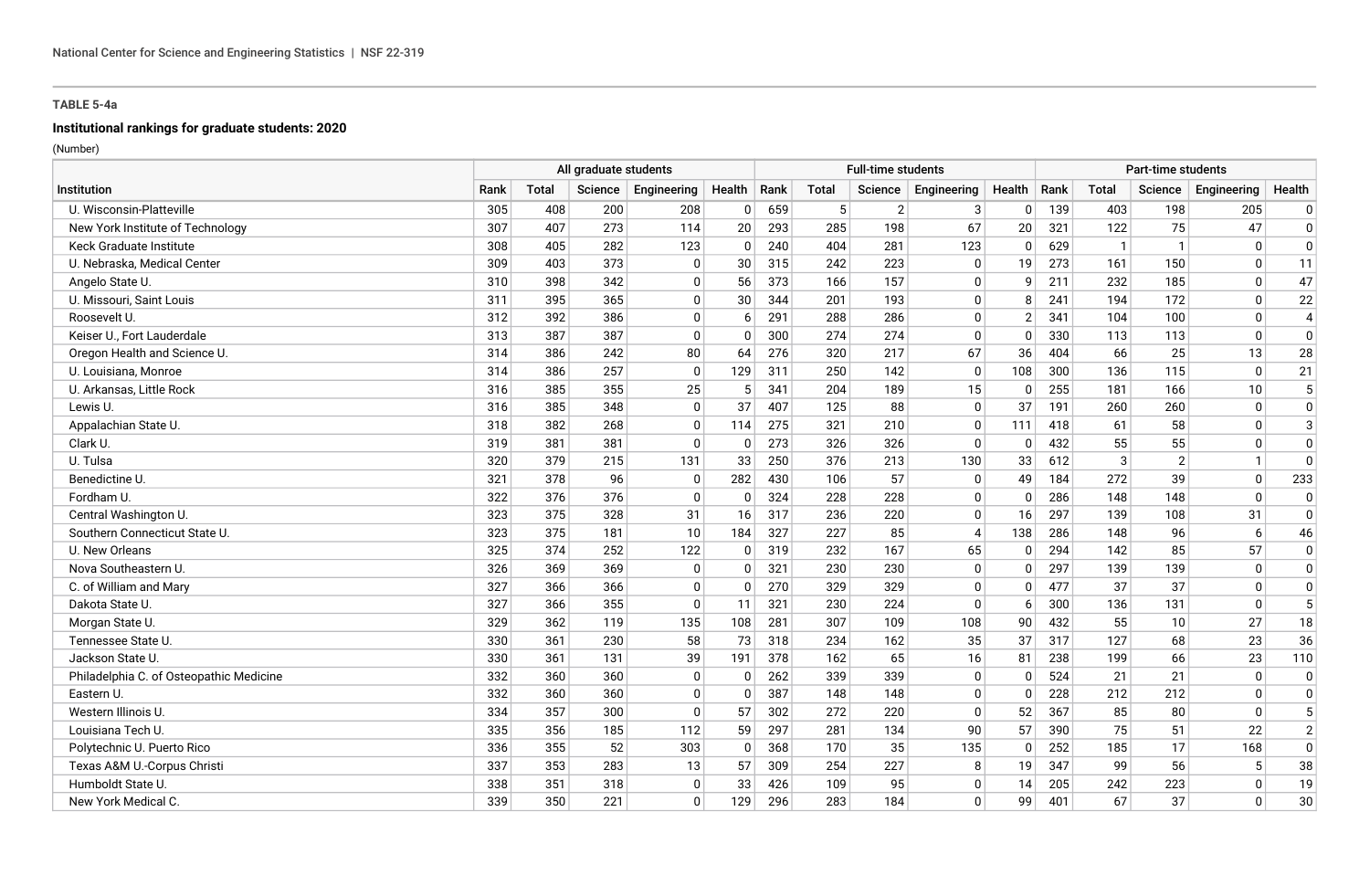**TABLE 5-4a**

**Institutional rankings for graduate students: 2020**

(Number)

| Institution | All graduate students | | | | | Full-time students | | | | | Part-time students | | | | |
|---|---|---|---|---|---|---|---|---|---|---|---|---|---|---|---|
| | Rank | Total | Science | Engineering | Health | Rank | Total | Science | Engineering | Health | Rank | Total | Science | Engineering | Health |
| U. Wisconsin-Platteville | 305 | 408 | 200 | 208 | 0 | 659 | 5 | 2 | 3 | 0 | 139 | 403 | 198 | 205 | 0 |
| New York Institute of Technology | 307 | 407 | 273 | 114 | 20 | 293 | 285 | 198 | 67 | 20 | 321 | 122 | 75 | 47 | 0 |
| Keck Graduate Institute | 308 | 405 | 282 | 123 | 0 | 240 | 404 | 281 | 123 | 0 | 629 | 1 | 1 | 0 | 0 |
| U. Nebraska, Medical Center | 309 | 403 | 373 | 0 | 30 | 315 | 242 | 223 | 0 | 19 | 273 | 161 | 150 | 0 | 11 |
| Angelo State U. | 310 | 398 | 342 | 0 | 56 | 373 | 166 | 157 | 0 | 9 | 211 | 232 | 185 | 0 | 47 |
| U. Missouri, Saint Louis | 311 | 395 | 365 | 0 | 30 | 344 | 201 | 193 | 0 | 8 | 241 | 194 | 172 | 0 | 22 |
| Roosevelt U. | 312 | 392 | 386 | 0 | 6 | 291 | 288 | 286 | 0 | 2 | 341 | 104 | 100 | 0 | 4 |
| Keiser U., Fort Lauderdale | 313 | 387 | 387 | 0 | 0 | 300 | 274 | 274 | 0 | 0 | 330 | 113 | 113 | 0 | 0 |
| Oregon Health and Science U. | 314 | 386 | 242 | 80 | 64 | 276 | 320 | 217 | 67 | 36 | 404 | 66 | 25 | 13 | 28 |
| U. Louisiana, Monroe | 314 | 386 | 257 | 0 | 129 | 311 | 250 | 142 | 0 | 108 | 300 | 136 | 115 | 0 | 21 |
| U. Arkansas, Little Rock | 316 | 385 | 355 | 25 | 5 | 341 | 204 | 189 | 15 | 0 | 255 | 181 | 166 | 10 | 5 |
| Lewis U. | 316 | 385 | 348 | 0 | 37 | 407 | 125 | 88 | 0 | 37 | 191 | 260 | 260 | 0 | 0 |
| Appalachian State U. | 318 | 382 | 268 | 0 | 114 | 275 | 321 | 210 | 0 | 111 | 418 | 61 | 58 | 0 | 3 |
| Clark U. | 319 | 381 | 381 | 0 | 0 | 273 | 326 | 326 | 0 | 0 | 432 | 55 | 55 | 0 | 0 |
| U. Tulsa | 320 | 379 | 215 | 131 | 33 | 250 | 376 | 213 | 130 | 33 | 612 | 3 | 2 | 1 | 0 |
| Benedictine U. | 321 | 378 | 96 | 0 | 282 | 430 | 106 | 57 | 0 | 49 | 184 | 272 | 39 | 0 | 233 |
| Fordham U. | 322 | 376 | 376 | 0 | 0 | 324 | 228 | 228 | 0 | 0 | 286 | 148 | 148 | 0 | 0 |
| Central Washington U. | 323 | 375 | 328 | 31 | 16 | 317 | 236 | 220 | 0 | 16 | 297 | 139 | 108 | 31 | 0 |
| Southern Connecticut State U. | 323 | 375 | 181 | 10 | 184 | 327 | 227 | 85 | 4 | 138 | 286 | 148 | 96 | 6 | 46 |
| U. New Orleans | 325 | 374 | 252 | 122 | 0 | 319 | 232 | 167 | 65 | 0 | 294 | 142 | 85 | 57 | 0 |
| Nova Southeastern U. | 326 | 369 | 369 | 0 | 0 | 321 | 230 | 230 | 0 | 0 | 297 | 139 | 139 | 0 | 0 |
| C. of William and Mary | 327 | 366 | 366 | 0 | 0 | 270 | 329 | 329 | 0 | 0 | 477 | 37 | 37 | 0 | 0 |
| Dakota State U. | 327 | 366 | 355 | 0 | 11 | 321 | 230 | 224 | 0 | 6 | 300 | 136 | 131 | 0 | 5 |
| Morgan State U. | 329 | 362 | 119 | 135 | 108 | 281 | 307 | 109 | 108 | 90 | 432 | 55 | 10 | 27 | 18 |
| Tennessee State U. | 330 | 361 | 230 | 58 | 73 | 318 | 234 | 162 | 35 | 37 | 317 | 127 | 68 | 23 | 36 |
| Jackson State U. | 330 | 361 | 131 | 39 | 191 | 378 | 162 | 65 | 16 | 81 | 238 | 199 | 66 | 23 | 110 |
| Philadelphia C. of Osteopathic Medicine | 332 | 360 | 360 | 0 | 0 | 262 | 339 | 339 | 0 | 0 | 524 | 21 | 21 | 0 | 0 |
| Eastern U. | 332 | 360 | 360 | 0 | 0 | 387 | 148 | 148 | 0 | 0 | 228 | 212 | 212 | 0 | 0 |
| Western Illinois U. | 334 | 357 | 300 | 0 | 57 | 302 | 272 | 220 | 0 | 52 | 367 | 85 | 80 | 0 | 5 |
| Louisiana Tech U. | 335 | 356 | 185 | 112 | 59 | 297 | 281 | 134 | 90 | 57 | 390 | 75 | 51 | 22 | 2 |
| Polytechnic U. Puerto Rico | 336 | 355 | 52 | 303 | 0 | 368 | 170 | 35 | 135 | 0 | 252 | 185 | 17 | 168 | 0 |
| Texas A&M U.-Corpus Christi | 337 | 353 | 283 | 13 | 57 | 309 | 254 | 227 | 8 | 19 | 347 | 99 | 56 | 5 | 38 |
| Humboldt State U. | 338 | 351 | 318 | 0 | 33 | 426 | 109 | 95 | 0 | 14 | 205 | 242 | 223 | 0 | 19 |
| New York Medical C. | 339 | 350 | 221 | 0 | 129 | 296 | 283 | 184 | 0 | 99 | 401 | 67 | 37 | 0 | 30 |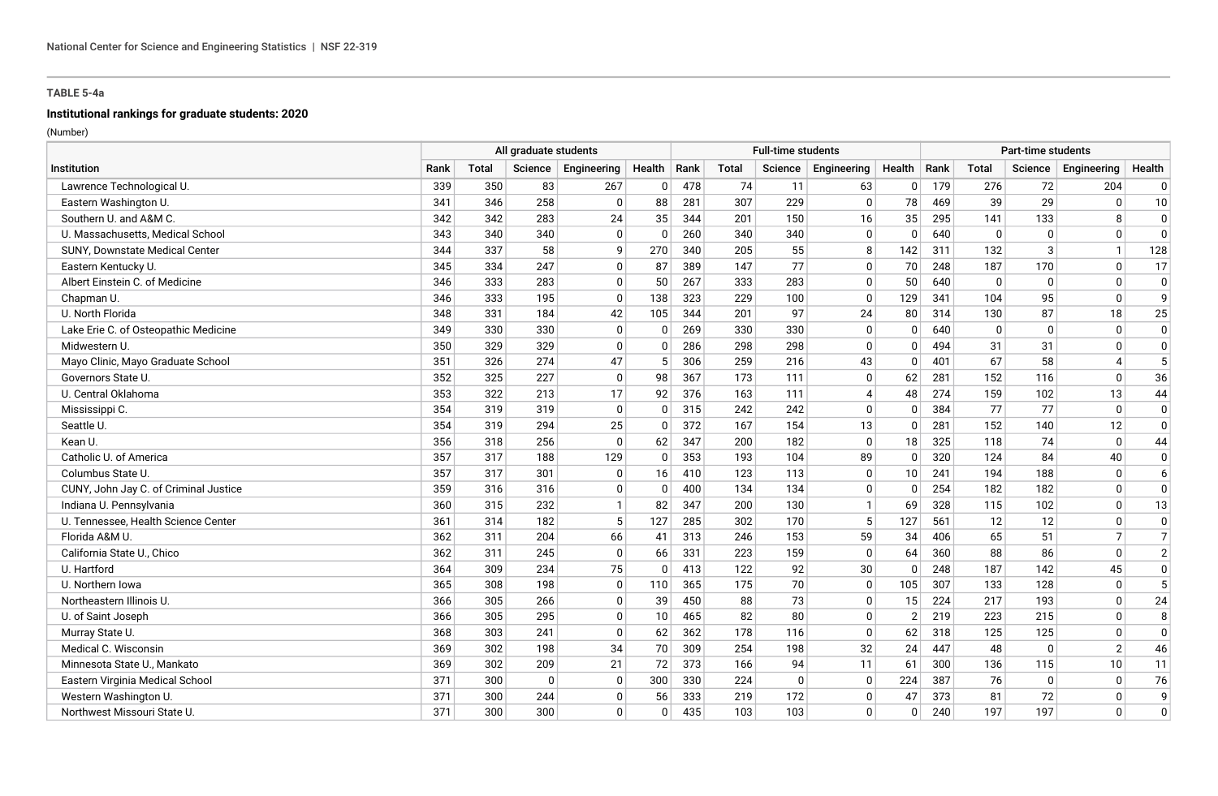**TABLE 5-4a**

**Institutional rankings for graduate students: 2020**

(Number)

| Institution | All graduate students | | | | | Full-time students | | | | | Part-time students | | | | |
|---|---|---|---|---|---|---|---|---|---|---|---|---|---|---|---|
| | Rank | Total | Science | Engineering | Health | Rank | Total | Science | Engineering | Health | Rank | Total | Science | Engineering | Health |
| Lawrence Technological U. | 339 | 350 | 83 | 267 | 0 | 478 | 74 | 11 | 63 | 0 | 179 | 276 | 72 | 204 | 0 |
| Eastern Washington U. | 341 | 346 | 258 | 0 | 88 | 281 | 307 | 229 | 0 | 78 | 469 | 39 | 29 | 0 | 10 |
| Southern U. and A&M C. | 342 | 342 | 283 | 24 | 35 | 344 | 201 | 150 | 16 | 35 | 295 | 141 | 133 | 8 | 0 |
| U. Massachusetts, Medical School | 343 | 340 | 340 | 0 | 0 | 260 | 340 | 340 | 0 | 0 | 640 | 0 | 0 | 0 | 0 |
| SUNY, Downstate Medical Center | 344 | 337 | 58 | 9 | 270 | 340 | 205 | 55 | 8 | 142 | 311 | 132 | 3 | 1 | 128 |
| Eastern Kentucky U. | 345 | 334 | 247 | 0 | 87 | 389 | 147 | 77 | 0 | 70 | 248 | 187 | 170 | 0 | 17 |
| Albert Einstein C. of Medicine | 346 | 333 | 283 | 0 | 50 | 267 | 333 | 283 | 0 | 50 | 640 | 0 | 0 | 0 | 0 |
| Chapman U. | 346 | 333 | 195 | 0 | 138 | 323 | 229 | 100 | 0 | 129 | 341 | 104 | 95 | 0 | 9 |
| U. North Florida | 348 | 331 | 184 | 42 | 105 | 344 | 201 | 97 | 24 | 80 | 314 | 130 | 87 | 18 | 25 |
| Lake Erie C. of Osteopathic Medicine | 349 | 330 | 330 | 0 | 0 | 269 | 330 | 330 | 0 | 0 | 640 | 0 | 0 | 0 | 0 |
| Midwestern U. | 350 | 329 | 329 | 0 | 0 | 286 | 298 | 298 | 0 | 0 | 494 | 31 | 31 | 0 | 0 |
| Mayo Clinic, Mayo Graduate School | 351 | 326 | 274 | 47 | 5 | 306 | 259 | 216 | 43 | 0 | 401 | 67 | 58 | 4 | 5 |
| Governors State U. | 352 | 325 | 227 | 0 | 98 | 367 | 173 | 111 | 0 | 62 | 281 | 152 | 116 | 0 | 36 |
| U. Central Oklahoma | 353 | 322 | 213 | 17 | 92 | 376 | 163 | 111 | 4 | 48 | 274 | 159 | 102 | 13 | 44 |
| Mississippi C. | 354 | 319 | 319 | 0 | 0 | 315 | 242 | 242 | 0 | 0 | 384 | 77 | 77 | 0 | 0 |
| Seattle U. | 354 | 319 | 294 | 25 | 0 | 372 | 167 | 154 | 13 | 0 | 281 | 152 | 140 | 12 | 0 |
| Kean U. | 356 | 318 | 256 | 0 | 62 | 347 | 200 | 182 | 0 | 18 | 325 | 118 | 74 | 0 | 44 |
| Catholic U. of America | 357 | 317 | 188 | 129 | 0 | 353 | 193 | 104 | 89 | 0 | 320 | 124 | 84 | 40 | 0 |
| Columbus State U. | 357 | 317 | 301 | 0 | 16 | 410 | 123 | 113 | 0 | 10 | 241 | 194 | 188 | 0 | 6 |
| CUNY, John Jay C. of Criminal Justice | 359 | 316 | 316 | 0 | 0 | 400 | 134 | 134 | 0 | 0 | 254 | 182 | 182 | 0 | 0 |
| Indiana U. Pennsylvania | 360 | 315 | 232 | 1 | 82 | 347 | 200 | 130 | 1 | 69 | 328 | 115 | 102 | 0 | 13 |
| U. Tennessee, Health Science Center | 361 | 314 | 182 | 5 | 127 | 285 | 302 | 170 | 5 | 127 | 561 | 12 | 12 | 0 | 0 |
| Florida A&M U. | 362 | 311 | 204 | 66 | 41 | 313 | 246 | 153 | 59 | 34 | 406 | 65 | 51 | 7 | 7 |
| California State U., Chico | 362 | 311 | 245 | 0 | 66 | 331 | 223 | 159 | 0 | 64 | 360 | 88 | 86 | 0 | 2 |
| U. Hartford | 364 | 309 | 234 | 75 | 0 | 413 | 122 | 92 | 30 | 0 | 248 | 187 | 142 | 45 | 0 |
| U. Northern Iowa | 365 | 308 | 198 | 0 | 110 | 365 | 175 | 70 | 0 | 105 | 307 | 133 | 128 | 0 | 5 |
| Northeastern Illinois U. | 366 | 305 | 266 | 0 | 39 | 450 | 88 | 73 | 0 | 15 | 224 | 217 | 193 | 0 | 24 |
| U. of Saint Joseph | 366 | 305 | 295 | 0 | 10 | 465 | 82 | 80 | 0 | 2 | 219 | 223 | 215 | 0 | 8 |
| Murray State U. | 368 | 303 | 241 | 0 | 62 | 362 | 178 | 116 | 0 | 62 | 318 | 125 | 125 | 0 | 0 |
| Medical C. Wisconsin | 369 | 302 | 198 | 34 | 70 | 309 | 254 | 198 | 32 | 24 | 447 | 48 | 0 | 2 | 46 |
| Minnesota State U., Mankato | 369 | 302 | 209 | 21 | 72 | 373 | 166 | 94 | 11 | 61 | 300 | 136 | 115 | 10 | 11 |
| Eastern Virginia Medical School | 371 | 300 | 0 | 0 | 300 | 330 | 224 | 0 | 0 | 224 | 387 | 76 | 0 | 0 | 76 |
| Western Washington U. | 371 | 300 | 244 | 0 | 56 | 333 | 219 | 172 | 0 | 47 | 373 | 81 | 72 | 0 | 9 |
| Northwest Missouri State U. | 371 | 300 | 300 | 0 | 0 | 435 | 103 | 103 | 0 | 0 | 240 | 197 | 197 | 0 | 0 |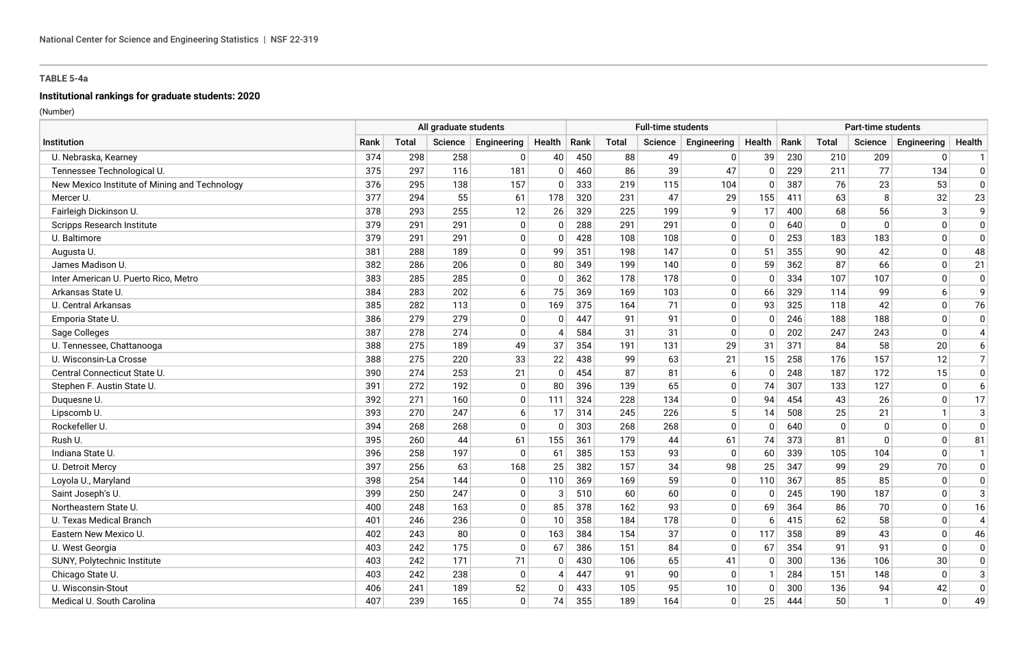**TABLE 5-4a**

**Institutional rankings for graduate students: 2020**

(Number)

| Institution | All graduate students | | | | | Full-time students | | | | | Part-time students | | | | |
|---|---|---|---|---|---|---|---|---|---|---|---|---|---|---|---|
| | Rank | Total | Science | Engineering | Health | Rank | Total | Science | Engineering | Health | Rank | Total | Science | Engineering | Health |
| U. Nebraska, Kearney | 374 | 298 | 258 | 0 | 40 | 450 | 88 | 49 | 0 | 39 | 230 | 210 | 209 | 0 | 1 |
| Tennessee Technological U. | 375 | 297 | 116 | 181 | 0 | 460 | 86 | 39 | 47 | 0 | 229 | 211 | 77 | 134 | 0 |
| New Mexico Institute of Mining and Technology | 376 | 295 | 138 | 157 | 0 | 333 | 219 | 115 | 104 | 0 | 387 | 76 | 23 | 53 | 0 |
| Mercer U. | 377 | 294 | 55 | 61 | 178 | 320 | 231 | 47 | 29 | 155 | 411 | 63 | 8 | 32 | 23 |
| Fairleigh Dickinson U. | 378 | 293 | 255 | 12 | 26 | 329 | 225 | 199 | 9 | 17 | 400 | 68 | 56 | 3 | 9 |
| Scripps Research Institute | 379 | 291 | 291 | 0 | 0 | 288 | 291 | 291 | 0 | 0 | 640 | 0 | 0 | 0 | 0 |
| U. Baltimore | 379 | 291 | 291 | 0 | 0 | 428 | 108 | 108 | 0 | 0 | 253 | 183 | 183 | 0 | 0 |
| Augusta U. | 381 | 288 | 189 | 0 | 99 | 351 | 198 | 147 | 0 | 51 | 355 | 90 | 42 | 0 | 48 |
| James Madison U. | 382 | 286 | 206 | 0 | 80 | 349 | 199 | 140 | 0 | 59 | 362 | 87 | 66 | 0 | 21 |
| Inter American U. Puerto Rico, Metro | 383 | 285 | 285 | 0 | 0 | 362 | 178 | 178 | 0 | 0 | 334 | 107 | 107 | 0 | 0 |
| Arkansas State U. | 384 | 283 | 202 | 6 | 75 | 369 | 169 | 103 | 0 | 66 | 329 | 114 | 99 | 6 | 9 |
| U. Central Arkansas | 385 | 282 | 113 | 0 | 169 | 375 | 164 | 71 | 0 | 93 | 325 | 118 | 42 | 0 | 76 |
| Emporia State U. | 386 | 279 | 279 | 0 | 0 | 447 | 91 | 91 | 0 | 0 | 246 | 188 | 188 | 0 | 0 |
| Sage Colleges | 387 | 278 | 274 | 0 | 4 | 584 | 31 | 31 | 0 | 0 | 202 | 247 | 243 | 0 | 4 |
| U. Tennessee, Chattanooga | 388 | 275 | 189 | 49 | 37 | 354 | 191 | 131 | 29 | 31 | 371 | 84 | 58 | 20 | 6 |
| U. Wisconsin-La Crosse | 388 | 275 | 220 | 33 | 22 | 438 | 99 | 63 | 21 | 15 | 258 | 176 | 157 | 12 | 7 |
| Central Connecticut State U. | 390 | 274 | 253 | 21 | 0 | 454 | 87 | 81 | 6 | 0 | 248 | 187 | 172 | 15 | 0 |
| Stephen F. Austin State U. | 391 | 272 | 192 | 0 | 80 | 396 | 139 | 65 | 0 | 74 | 307 | 133 | 127 | 0 | 6 |
| Duquesne U. | 392 | 271 | 160 | 0 | 111 | 324 | 228 | 134 | 0 | 94 | 454 | 43 | 26 | 0 | 17 |
| Lipscomb U. | 393 | 270 | 247 | 6 | 17 | 314 | 245 | 226 | 5 | 14 | 508 | 25 | 21 | 1 | 3 |
| Rockefeller U. | 394 | 268 | 268 | 0 | 0 | 303 | 268 | 268 | 0 | 0 | 640 | 0 | 0 | 0 | 0 |
| Rush U. | 395 | 260 | 44 | 61 | 155 | 361 | 179 | 44 | 61 | 74 | 373 | 81 | 0 | 0 | 81 |
| Indiana State U. | 396 | 258 | 197 | 0 | 61 | 385 | 153 | 93 | 0 | 60 | 339 | 105 | 104 | 0 | 1 |
| U. Detroit Mercy | 397 | 256 | 63 | 168 | 25 | 382 | 157 | 34 | 98 | 25 | 347 | 99 | 29 | 70 | 0 |
| Loyola U., Maryland | 398 | 254 | 144 | 0 | 110 | 369 | 169 | 59 | 0 | 110 | 367 | 85 | 85 | 0 | 0 |
| Saint Joseph's U. | 399 | 250 | 247 | 0 | 3 | 510 | 60 | 60 | 0 | 0 | 245 | 190 | 187 | 0 | 3 |
| Northeastern State U. | 400 | 248 | 163 | 0 | 85 | 378 | 162 | 93 | 0 | 69 | 364 | 86 | 70 | 0 | 16 |
| U. Texas Medical Branch | 401 | 246 | 236 | 0 | 10 | 358 | 184 | 178 | 0 | 6 | 415 | 62 | 58 | 0 | 4 |
| Eastern New Mexico U. | 402 | 243 | 80 | 0 | 163 | 384 | 154 | 37 | 0 | 117 | 358 | 89 | 43 | 0 | 46 |
| U. West Georgia | 403 | 242 | 175 | 0 | 67 | 386 | 151 | 84 | 0 | 67 | 354 | 91 | 91 | 0 | 0 |
| SUNY, Polytechnic Institute | 403 | 242 | 171 | 71 | 0 | 430 | 106 | 65 | 41 | 0 | 300 | 136 | 106 | 30 | 0 |
| Chicago State U. | 403 | 242 | 238 | 0 | 4 | 447 | 91 | 90 | 0 | 1 | 284 | 151 | 148 | 0 | 3 |
| U. Wisconsin-Stout | 406 | 241 | 189 | 52 | 0 | 433 | 105 | 95 | 10 | 0 | 300 | 136 | 94 | 42 | 0 |
| Medical U. South Carolina | 407 | 239 | 165 | 0 | 74 | 355 | 189 | 164 | 0 | 25 | 444 | 50 | 1 | 0 | 49 |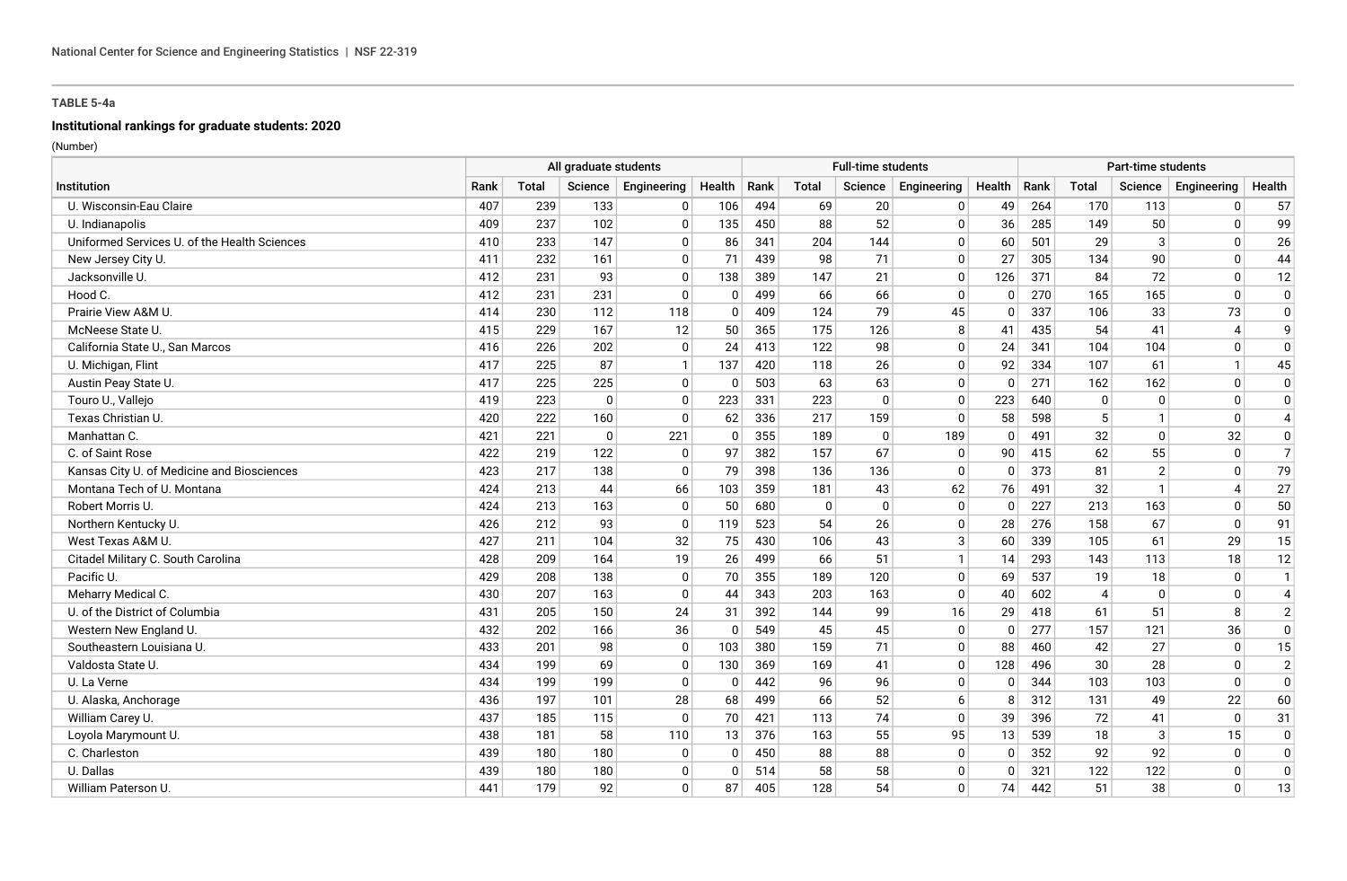**TABLE 5-4a**

**Institutional rankings for graduate students: 2020**

(Number)

| Institution | All graduate students | | | | | Full-time students | | | | | Part-time students | | | | |
|---|---|---|---|---|---|---|---|---|---|---|---|---|---|---|---|
| | Rank | Total | Science | Engineering | Health | Rank | Total | Science | Engineering | Health | Rank | Total | Science | Engineering | Health |
| U. Wisconsin-Eau Claire | 407 | 239 | 133 | 0 | 106 | 494 | 69 | 20 | 0 | 49 | 264 | 170 | 113 | 0 | 57 |
| U. Indianapolis | 409 | 237 | 102 | 0 | 135 | 450 | 88 | 52 | 0 | 36 | 285 | 149 | 50 | 0 | 99 |
| Uniformed Services U. of the Health Sciences | 410 | 233 | 147 | 0 | 86 | 341 | 204 | 144 | 0 | 60 | 501 | 29 | 3 | 0 | 26 |
| New Jersey City U. | 411 | 232 | 161 | 0 | 71 | 439 | 98 | 71 | 0 | 27 | 305 | 134 | 90 | 0 | 44 |
| Jacksonville U. | 412 | 231 | 93 | 0 | 138 | 389 | 147 | 21 | 0 | 126 | 371 | 84 | 72 | 0 | 12 |
| Hood C. | 412 | 231 | 231 | 0 | 0 | 499 | 66 | 66 | 0 | 0 | 270 | 165 | 165 | 0 | 0 |
| Prairie View A&M U. | 414 | 230 | 112 | 118 | 0 | 409 | 124 | 79 | 45 | 0 | 337 | 106 | 33 | 73 | 0 |
| McNeese State U. | 415 | 229 | 167 | 12 | 50 | 365 | 175 | 126 | 8 | 41 | 435 | 54 | 41 | 4 | 9 |
| California State U., San Marcos | 416 | 226 | 202 | 0 | 24 | 413 | 122 | 98 | 0 | 24 | 341 | 104 | 104 | 0 | 0 |
| U. Michigan, Flint | 417 | 225 | 87 | 1 | 137 | 420 | 118 | 26 | 0 | 92 | 334 | 107 | 61 | 1 | 45 |
| Austin Peay State U. | 417 | 225 | 225 | 0 | 0 | 503 | 63 | 63 | 0 | 0 | 271 | 162 | 162 | 0 | 0 |
| Touro U., Vallejo | 419 | 223 | 0 | 0 | 223 | 331 | 223 | 0 | 0 | 223 | 640 | 0 | 0 | 0 | 0 |
| Texas Christian U. | 420 | 222 | 160 | 0 | 62 | 336 | 217 | 159 | 0 | 58 | 598 | 5 | 1 | 0 | 4 |
| Manhattan C. | 421 | 221 | 0 | 221 | 0 | 355 | 189 | 0 | 189 | 0 | 491 | 32 | 0 | 32 | 0 |
| C. of Saint Rose | 422 | 219 | 122 | 0 | 97 | 382 | 157 | 67 | 0 | 90 | 415 | 62 | 55 | 0 | 7 |
| Kansas City U. of Medicine and Biosciences | 423 | 217 | 138 | 0 | 79 | 398 | 136 | 136 | 0 | 0 | 373 | 81 | 2 | 0 | 79 |
| Montana Tech of U. Montana | 424 | 213 | 44 | 66 | 103 | 359 | 181 | 43 | 62 | 76 | 491 | 32 | 1 | 4 | 27 |
| Robert Morris U. | 424 | 213 | 163 | 0 | 50 | 680 | 0 | 0 | 0 | 0 | 227 | 213 | 163 | 0 | 50 |
| Northern Kentucky U. | 426 | 212 | 93 | 0 | 119 | 523 | 54 | 26 | 0 | 28 | 276 | 158 | 67 | 0 | 91 |
| West Texas A&M U. | 427 | 211 | 104 | 32 | 75 | 430 | 106 | 43 | 3 | 60 | 339 | 105 | 61 | 29 | 15 |
| Citadel Military C. South Carolina | 428 | 209 | 164 | 19 | 26 | 499 | 66 | 51 | 1 | 14 | 293 | 143 | 113 | 18 | 12 |
| Pacific U. | 429 | 208 | 138 | 0 | 70 | 355 | 189 | 120 | 0 | 69 | 537 | 19 | 18 | 0 | 1 |
| Meharry Medical C. | 430 | 207 | 163 | 0 | 44 | 343 | 203 | 163 | 0 | 40 | 602 | 4 | 0 | 0 | 4 |
| U. of the District of Columbia | 431 | 205 | 150 | 24 | 31 | 392 | 144 | 99 | 16 | 29 | 418 | 61 | 51 | 8 | 2 |
| Western New England U. | 432 | 202 | 166 | 36 | 0 | 549 | 45 | 45 | 0 | 0 | 277 | 157 | 121 | 36 | 0 |
| Southeastern Louisiana U. | 433 | 201 | 98 | 0 | 103 | 380 | 159 | 71 | 0 | 88 | 460 | 42 | 27 | 0 | 15 |
| Valdosta State U. | 434 | 199 | 69 | 0 | 130 | 369 | 169 | 41 | 0 | 128 | 496 | 30 | 28 | 0 | 2 |
| U. La Verne | 434 | 199 | 199 | 0 | 0 | 442 | 96 | 96 | 0 | 0 | 344 | 103 | 103 | 0 | 0 |
| U. Alaska, Anchorage | 436 | 197 | 101 | 28 | 68 | 499 | 66 | 52 | 6 | 8 | 312 | 131 | 49 | 22 | 60 |
| William Carey U. | 437 | 185 | 115 | 0 | 70 | 421 | 113 | 74 | 0 | 39 | 396 | 72 | 41 | 0 | 31 |
| Loyola Marymount U. | 438 | 181 | 58 | 110 | 13 | 376 | 163 | 55 | 95 | 13 | 539 | 18 | 3 | 15 | 0 |
| C. Charleston | 439 | 180 | 180 | 0 | 0 | 450 | 88 | 88 | 0 | 0 | 352 | 92 | 92 | 0 | 0 |
| U. Dallas | 439 | 180 | 180 | 0 | 0 | 514 | 58 | 58 | 0 | 0 | 321 | 122 | 122 | 0 | 0 |
| William Paterson U. | 441 | 179 | 92 | 0 | 87 | 405 | 128 | 54 | 0 | 74 | 442 | 51 | 38 | 0 | 13 |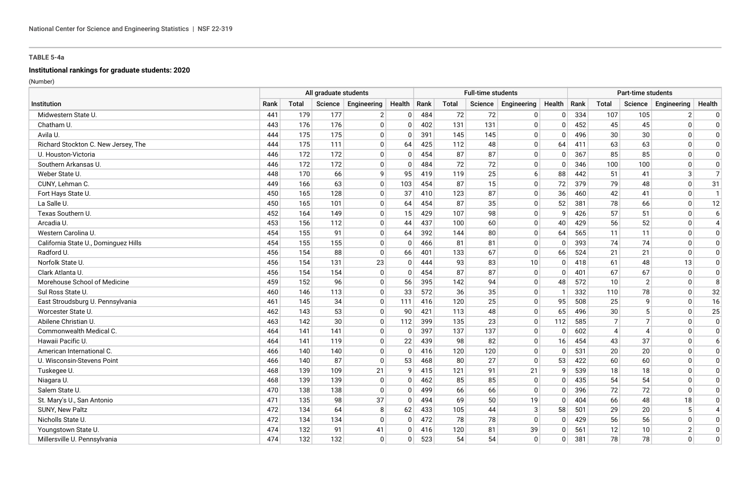**TABLE 5-4a**

**Institutional rankings for graduate students: 2020**

(Number)

| Institution | All graduate students | | | | | Full-time students | | | | | Part-time students | | | | |
|---|---|---|---|---|---|---|---|---|---|---|---|---|---|---|---|
| | Rank | Total | Science | Engineering | Health | Rank | Total | Science | Engineering | Health | Rank | Total | Science | Engineering | Health |
| Midwestern State U. | 441 | 179 | 177 | 2 | 0 | 484 | 72 | 72 | 0 | 0 | 334 | 107 | 105 | 2 | 0 |
| Chatham U. | 443 | 176 | 176 | 0 | 0 | 402 | 131 | 131 | 0 | 0 | 452 | 45 | 45 | 0 | 0 |
| Avila U. | 444 | 175 | 175 | 0 | 0 | 391 | 145 | 145 | 0 | 0 | 496 | 30 | 30 | 0 | 0 |
| Richard Stockton C. New Jersey, The | 444 | 175 | 111 | 0 | 64 | 425 | 112 | 48 | 0 | 64 | 411 | 63 | 63 | 0 | 0 |
| U. Houston-Victoria | 446 | 172 | 172 | 0 | 0 | 454 | 87 | 87 | 0 | 0 | 367 | 85 | 85 | 0 | 0 |
| Southern Arkansas U. | 446 | 172 | 172 | 0 | 0 | 484 | 72 | 72 | 0 | 0 | 346 | 100 | 100 | 0 | 0 |
| Weber State U. | 448 | 170 | 66 | 9 | 95 | 419 | 119 | 25 | 6 | 88 | 442 | 51 | 41 | 3 | 7 |
| CUNY, Lehman C. | 449 | 166 | 63 | 0 | 103 | 454 | 87 | 15 | 0 | 72 | 379 | 79 | 48 | 0 | 31 |
| Fort Hays State U. | 450 | 165 | 128 | 0 | 37 | 410 | 123 | 87 | 0 | 36 | 460 | 42 | 41 | 0 | 1 |
| La Salle U. | 450 | 165 | 101 | 0 | 64 | 454 | 87 | 35 | 0 | 52 | 381 | 78 | 66 | 0 | 12 |
| Texas Southern U. | 452 | 164 | 149 | 0 | 15 | 429 | 107 | 98 | 0 | 9 | 426 | 57 | 51 | 0 | 6 |
| Arcadia U. | 453 | 156 | 112 | 0 | 44 | 437 | 100 | 60 | 0 | 40 | 429 | 56 | 52 | 0 | 4 |
| Western Carolina U. | 454 | 155 | 91 | 0 | 64 | 392 | 144 | 80 | 0 | 64 | 565 | 11 | 11 | 0 | 0 |
| California State U., Dominguez Hills | 454 | 155 | 155 | 0 | 0 | 466 | 81 | 81 | 0 | 0 | 393 | 74 | 74 | 0 | 0 |
| Radford U. | 456 | 154 | 88 | 0 | 66 | 401 | 133 | 67 | 0 | 66 | 524 | 21 | 21 | 0 | 0 |
| Norfolk State U. | 456 | 154 | 131 | 23 | 0 | 444 | 93 | 83 | 10 | 0 | 418 | 61 | 48 | 13 | 0 |
| Clark Atlanta U. | 456 | 154 | 154 | 0 | 0 | 454 | 87 | 87 | 0 | 0 | 401 | 67 | 67 | 0 | 0 |
| Morehouse School of Medicine | 459 | 152 | 96 | 0 | 56 | 395 | 142 | 94 | 0 | 48 | 572 | 10 | 2 | 0 | 8 |
| Sul Ross State U. | 460 | 146 | 113 | 0 | 33 | 572 | 36 | 35 | 0 | 1 | 332 | 110 | 78 | 0 | 32 |
| East Stroudsburg U. Pennsylvania | 461 | 145 | 34 | 0 | 111 | 416 | 120 | 25 | 0 | 95 | 508 | 25 | 9 | 0 | 16 |
| Worcester State U. | 462 | 143 | 53 | 0 | 90 | 421 | 113 | 48 | 0 | 65 | 496 | 30 | 5 | 0 | 25 |
| Abilene Christian U. | 463 | 142 | 30 | 0 | 112 | 399 | 135 | 23 | 0 | 112 | 585 | 7 | 7 | 0 | 0 |
| Commonwealth Medical C. | 464 | 141 | 141 | 0 | 0 | 397 | 137 | 137 | 0 | 0 | 602 | 4 | 4 | 0 | 0 |
| Hawaii Pacific U. | 464 | 141 | 119 | 0 | 22 | 439 | 98 | 82 | 0 | 16 | 454 | 43 | 37 | 0 | 6 |
| American International C. | 466 | 140 | 140 | 0 | 0 | 416 | 120 | 120 | 0 | 0 | 531 | 20 | 20 | 0 | 0 |
| U. Wisconsin-Stevens Point | 466 | 140 | 87 | 0 | 53 | 468 | 80 | 27 | 0 | 53 | 422 | 60 | 60 | 0 | 0 |
| Tuskegee U. | 468 | 139 | 109 | 21 | 9 | 415 | 121 | 91 | 21 | 9 | 539 | 18 | 18 | 0 | 0 |
| Niagara U. | 468 | 139 | 139 | 0 | 0 | 462 | 85 | 85 | 0 | 0 | 435 | 54 | 54 | 0 | 0 |
| Salem State U. | 470 | 138 | 138 | 0 | 0 | 499 | 66 | 66 | 0 | 0 | 396 | 72 | 72 | 0 | 0 |
| St. Mary's U., San Antonio | 471 | 135 | 98 | 37 | 0 | 494 | 69 | 50 | 19 | 0 | 404 | 66 | 48 | 18 | 0 |
| SUNY, New Paltz | 472 | 134 | 64 | 8 | 62 | 433 | 105 | 44 | 3 | 58 | 501 | 29 | 20 | 5 | 4 |
| Nicholls State U. | 472 | 134 | 134 | 0 | 0 | 472 | 78 | 78 | 0 | 0 | 429 | 56 | 56 | 0 | 0 |
| Youngstown State U. | 474 | 132 | 91 | 41 | 0 | 416 | 120 | 81 | 39 | 0 | 561 | 12 | 10 | 2 | 0 |
| Millersville U. Pennsylvania | 474 | 132 | 132 | 0 | 0 | 523 | 54 | 54 | 0 | 0 | 381 | 78 | 78 | 0 | 0 |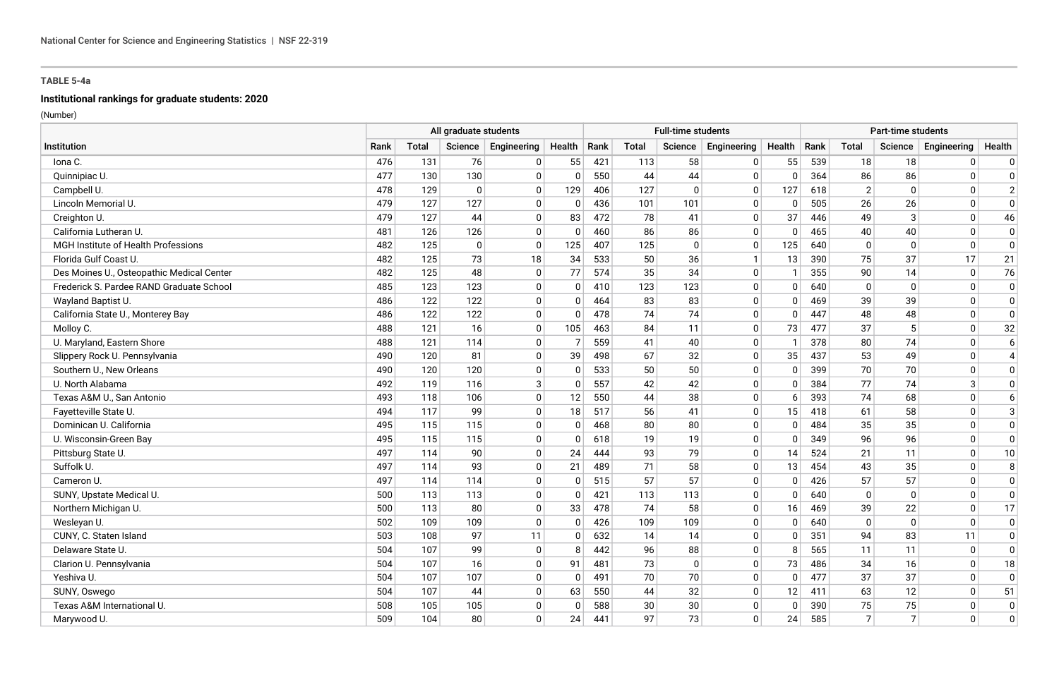**TABLE 5-4a**

**Institutional rankings for graduate students: 2020**

(Number)

| Institution | All graduate students | | | | | Full-time students | | | | | Part-time students | | | | |
|---|---|---|---|---|---|---|---|---|---|---|---|---|---|---|---|
| | Rank | Total | Science | Engineering | Health | Rank | Total | Science | Engineering | Health | Rank | Total | Science | Engineering | Health |
| Iona C. | 476 | 131 | 76 | 0 | 55 | 421 | 113 | 58 | 0 | 55 | 539 | 18 | 18 | 0 | 0 |
| Quinnipiac U. | 477 | 130 | 130 | 0 | 0 | 550 | 44 | 44 | 0 | 0 | 364 | 86 | 86 | 0 | 0 |
| Campbell U. | 478 | 129 | 0 | 0 | 129 | 406 | 127 | 0 | 0 | 127 | 618 | 2 | 0 | 0 | 2 |
| Lincoln Memorial U. | 479 | 127 | 127 | 0 | 0 | 436 | 101 | 101 | 0 | 0 | 505 | 26 | 26 | 0 | 0 |
| Creighton U. | 479 | 127 | 44 | 0 | 83 | 472 | 78 | 41 | 0 | 37 | 446 | 49 | 3 | 0 | 46 |
| California Lutheran U. | 481 | 126 | 126 | 0 | 0 | 460 | 86 | 86 | 0 | 0 | 465 | 40 | 40 | 0 | 0 |
| MGH Institute of Health Professions | 482 | 125 | 0 | 0 | 125 | 407 | 125 | 0 | 0 | 125 | 640 | 0 | 0 | 0 | 0 |
| Florida Gulf Coast U. | 482 | 125 | 73 | 18 | 34 | 533 | 50 | 36 | 1 | 13 | 390 | 75 | 37 | 17 | 21 |
| Des Moines U., Osteopathic Medical Center | 482 | 125 | 48 | 0 | 77 | 574 | 35 | 34 | 0 | 1 | 355 | 90 | 14 | 0 | 76 |
| Frederick S. Pardee RAND Graduate School | 485 | 123 | 123 | 0 | 0 | 410 | 123 | 123 | 0 | 0 | 640 | 0 | 0 | 0 | 0 |
| Wayland Baptist U. | 486 | 122 | 122 | 0 | 0 | 464 | 83 | 83 | 0 | 0 | 469 | 39 | 39 | 0 | 0 |
| California State U., Monterey Bay | 486 | 122 | 122 | 0 | 0 | 478 | 74 | 74 | 0 | 0 | 447 | 48 | 48 | 0 | 0 |
| Molloy C. | 488 | 121 | 16 | 0 | 105 | 463 | 84 | 11 | 0 | 73 | 477 | 37 | 5 | 0 | 32 |
| U. Maryland, Eastern Shore | 488 | 121 | 114 | 0 | 7 | 559 | 41 | 40 | 0 | 1 | 378 | 80 | 74 | 0 | 6 |
| Slippery Rock U. Pennsylvania | 490 | 120 | 81 | 0 | 39 | 498 | 67 | 32 | 0 | 35 | 437 | 53 | 49 | 0 | 4 |
| Southern U., New Orleans | 490 | 120 | 120 | 0 | 0 | 533 | 50 | 50 | 0 | 0 | 399 | 70 | 70 | 0 | 0 |
| U. North Alabama | 492 | 119 | 116 | 3 | 0 | 557 | 42 | 42 | 0 | 0 | 384 | 77 | 74 | 3 | 0 |
| Texas A&M U., San Antonio | 493 | 118 | 106 | 0 | 12 | 550 | 44 | 38 | 0 | 6 | 393 | 74 | 68 | 0 | 6 |
| Fayetteville State U. | 494 | 117 | 99 | 0 | 18 | 517 | 56 | 41 | 0 | 15 | 418 | 61 | 58 | 0 | 3 |
| Dominican U. California | 495 | 115 | 115 | 0 | 0 | 468 | 80 | 80 | 0 | 0 | 484 | 35 | 35 | 0 | 0 |
| U. Wisconsin-Green Bay | 495 | 115 | 115 | 0 | 0 | 618 | 19 | 19 | 0 | 0 | 349 | 96 | 96 | 0 | 0 |
| Pittsburg State U. | 497 | 114 | 90 | 0 | 24 | 444 | 93 | 79 | 0 | 14 | 524 | 21 | 11 | 0 | 10 |
| Suffolk U. | 497 | 114 | 93 | 0 | 21 | 489 | 71 | 58 | 0 | 13 | 454 | 43 | 35 | 0 | 8 |
| Cameron U. | 497 | 114 | 114 | 0 | 0 | 515 | 57 | 57 | 0 | 0 | 426 | 57 | 57 | 0 | 0 |
| SUNY, Upstate Medical U. | 500 | 113 | 113 | 0 | 0 | 421 | 113 | 113 | 0 | 0 | 640 | 0 | 0 | 0 | 0 |
| Northern Michigan U. | 500 | 113 | 80 | 0 | 33 | 478 | 74 | 58 | 0 | 16 | 469 | 39 | 22 | 0 | 17 |
| Wesleyan U. | 502 | 109 | 109 | 0 | 0 | 426 | 109 | 109 | 0 | 0 | 640 | 0 | 0 | 0 | 0 |
| CUNY, C. Staten Island | 503 | 108 | 97 | 11 | 0 | 632 | 14 | 14 | 0 | 0 | 351 | 94 | 83 | 11 | 0 |
| Delaware State U. | 504 | 107 | 99 | 0 | 8 | 442 | 96 | 88 | 0 | 8 | 565 | 11 | 11 | 0 | 0 |
| Clarion U. Pennsylvania | 504 | 107 | 16 | 0 | 91 | 481 | 73 | 0 | 0 | 73 | 486 | 34 | 16 | 0 | 18 |
| Yeshiva U. | 504 | 107 | 107 | 0 | 0 | 491 | 70 | 70 | 0 | 0 | 477 | 37 | 37 | 0 | 0 |
| SUNY, Oswego | 504 | 107 | 44 | 0 | 63 | 550 | 44 | 32 | 0 | 12 | 411 | 63 | 12 | 0 | 51 |
| Texas A&M International U. | 508 | 105 | 105 | 0 | 0 | 588 | 30 | 30 | 0 | 0 | 390 | 75 | 75 | 0 | 0 |
| Marywood U. | 509 | 104 | 80 | 0 | 24 | 441 | 97 | 73 | 0 | 24 | 585 | 7 | 7 | 0 | 0 |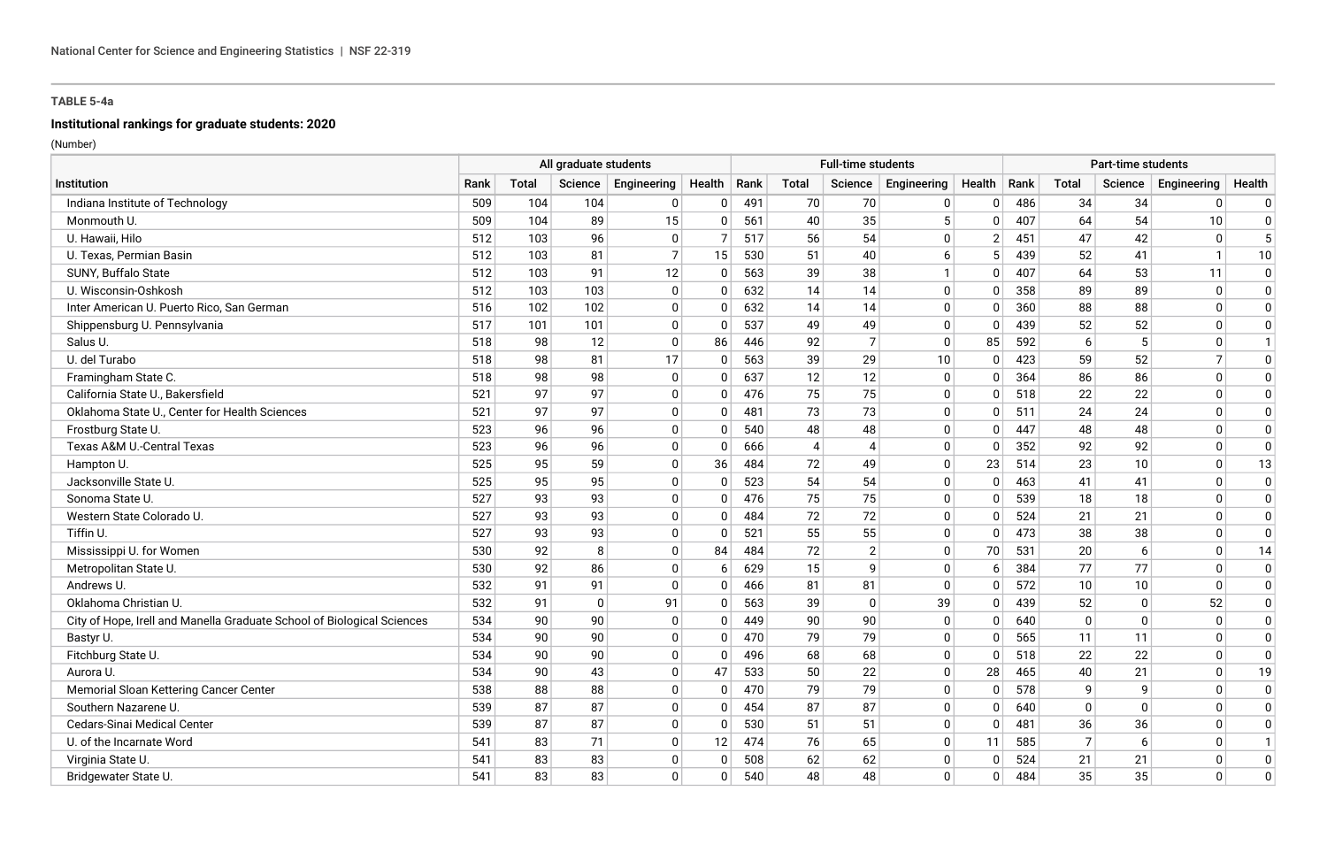**TABLE 5-4a**

**Institutional rankings for graduate students: 2020**

(Number)

| Institution | All graduate students | | | | | Full-time students | | | | | Part-time students | | | | |
|---|---|---|---|---|---|---|---|---|---|---|---|---|---|---|---|
| | Rank | Total | Science | Engineering | Health | Rank | Total | Science | Engineering | Health | Rank | Total | Science | Engineering | Health |
| Indiana Institute of Technology | 509 | 104 | 104 | 0 | 0 | 491 | 70 | 70 | 0 | 0 | 486 | 34 | 34 | 0 | 0 |
| Monmouth U. | 509 | 104 | 89 | 15 | 0 | 561 | 40 | 35 | 5 | 0 | 407 | 64 | 54 | 10 | 0 |
| U. Hawaii, Hilo | 512 | 103 | 96 | 0 | 7 | 517 | 56 | 54 | 0 | 2 | 451 | 47 | 42 | 0 | 5 |
| U. Texas, Permian Basin | 512 | 103 | 81 | 7 | 15 | 530 | 51 | 40 | 6 | 5 | 439 | 52 | 41 | 1 | 10 |
| SUNY, Buffalo State | 512 | 103 | 91 | 12 | 0 | 563 | 39 | 38 | 1 | 0 | 407 | 64 | 53 | 11 | 0 |
| U. Wisconsin-Oshkosh | 512 | 103 | 103 | 0 | 0 | 632 | 14 | 14 | 0 | 0 | 358 | 89 | 89 | 0 | 0 |
| Inter American U. Puerto Rico, San German | 516 | 102 | 102 | 0 | 0 | 632 | 14 | 14 | 0 | 0 | 360 | 88 | 88 | 0 | 0 |
| Shippensburg U. Pennsylvania | 517 | 101 | 101 | 0 | 0 | 537 | 49 | 49 | 0 | 0 | 439 | 52 | 52 | 0 | 0 |
| Salus U. | 518 | 98 | 12 | 0 | 86 | 446 | 92 | 7 | 0 | 85 | 592 | 6 | 5 | 0 | 1 |
| U. del Turabo | 518 | 98 | 81 | 17 | 0 | 563 | 39 | 29 | 10 | 0 | 423 | 59 | 52 | 7 | 0 |
| Framingham State C. | 518 | 98 | 98 | 0 | 0 | 637 | 12 | 12 | 0 | 0 | 364 | 86 | 86 | 0 | 0 |
| California State U., Bakersfield | 521 | 97 | 97 | 0 | 0 | 476 | 75 | 75 | 0 | 0 | 518 | 22 | 22 | 0 | 0 |
| Oklahoma State U., Center for Health Sciences | 521 | 97 | 97 | 0 | 0 | 481 | 73 | 73 | 0 | 0 | 511 | 24 | 24 | 0 | 0 |
| Frostburg State U. | 523 | 96 | 96 | 0 | 0 | 540 | 48 | 48 | 0 | 0 | 447 | 48 | 48 | 0 | 0 |
| Texas A&M U.-Central Texas | 523 | 96 | 96 | 0 | 0 | 666 | 4 | 4 | 0 | 0 | 352 | 92 | 92 | 0 | 0 |
| Hampton U. | 525 | 95 | 59 | 0 | 36 | 484 | 72 | 49 | 0 | 23 | 514 | 23 | 10 | 0 | 13 |
| Jacksonville State U. | 525 | 95 | 95 | 0 | 0 | 523 | 54 | 54 | 0 | 0 | 463 | 41 | 41 | 0 | 0 |
| Sonoma State U. | 527 | 93 | 93 | 0 | 0 | 476 | 75 | 75 | 0 | 0 | 539 | 18 | 18 | 0 | 0 |
| Western State Colorado U. | 527 | 93 | 93 | 0 | 0 | 484 | 72 | 72 | 0 | 0 | 524 | 21 | 21 | 0 | 0 |
| Tiffin U. | 527 | 93 | 93 | 0 | 0 | 521 | 55 | 55 | 0 | 0 | 473 | 38 | 38 | 0 | 0 |
| Mississippi U. for Women | 530 | 92 | 8 | 0 | 84 | 484 | 72 | 2 | 0 | 70 | 531 | 20 | 6 | 0 | 14 |
| Metropolitan State U. | 530 | 92 | 86 | 0 | 6 | 629 | 15 | 9 | 0 | 6 | 384 | 77 | 77 | 0 | 0 |
| Andrews U. | 532 | 91 | 91 | 0 | 0 | 466 | 81 | 81 | 0 | 0 | 572 | 10 | 10 | 0 | 0 |
| Oklahoma Christian U. | 532 | 91 | 0 | 91 | 0 | 563 | 39 | 0 | 39 | 0 | 439 | 52 | 0 | 52 | 0 |
| City of Hope, Irell and Manella Graduate School of Biological Sciences | 534 | 90 | 90 | 0 | 0 | 449 | 90 | 90 | 0 | 0 | 640 | 0 | 0 | 0 | 0 |
| Bastyr U. | 534 | 90 | 90 | 0 | 0 | 470 | 79 | 79 | 0 | 0 | 565 | 11 | 11 | 0 | 0 |
| Fitchburg State U. | 534 | 90 | 90 | 0 | 0 | 496 | 68 | 68 | 0 | 0 | 518 | 22 | 22 | 0 | 0 |
| Aurora U. | 534 | 90 | 43 | 0 | 47 | 533 | 50 | 22 | 0 | 28 | 465 | 40 | 21 | 0 | 19 |
| Memorial Sloan Kettering Cancer Center | 538 | 88 | 88 | 0 | 0 | 470 | 79 | 79 | 0 | 0 | 578 | 9 | 9 | 0 | 0 |
| Southern Nazarene U. | 539 | 87 | 87 | 0 | 0 | 454 | 87 | 87 | 0 | 0 | 640 | 0 | 0 | 0 | 0 |
| Cedars-Sinai Medical Center | 539 | 87 | 87 | 0 | 0 | 530 | 51 | 51 | 0 | 0 | 481 | 36 | 36 | 0 | 0 |
| U. of the Incarnate Word | 541 | 83 | 71 | 0 | 12 | 474 | 76 | 65 | 0 | 11 | 585 | 7 | 6 | 0 | 1 |
| Virginia State U. | 541 | 83 | 83 | 0 | 0 | 508 | 62 | 62 | 0 | 0 | 524 | 21 | 21 | 0 | 0 |
| Bridgewater State U. | 541 | 83 | 83 | 0 | 0 | 540 | 48 | 48 | 0 | 0 | 484 | 35 | 35 | 0 | 0 |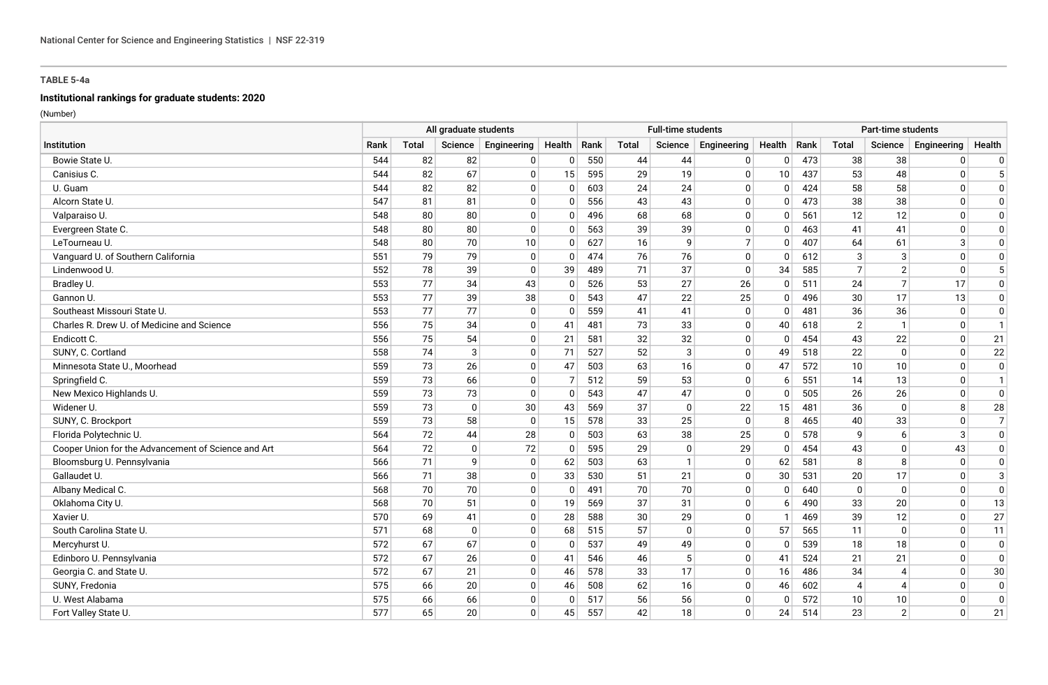**TABLE 5-4a**

**Institutional rankings for graduate students: 2020**

(Number)

| Institution | All graduate students | | | | | Full-time students | | | | | Part-time students | | | | |
|---|---|---|---|---|---|---|---|---|---|---|---|---|---|---|---|
| | Rank | Total | Science | Engineering | Health | Rank | Total | Science | Engineering | Health | Rank | Total | Science | Engineering | Health |
| Bowie State U. | 544 | 82 | 82 | 0 | 0 | 550 | 44 | 44 | 0 | 0 | 473 | 38 | 38 | 0 | 0 |
| Canisius C. | 544 | 82 | 67 | 0 | 15 | 595 | 29 | 19 | 0 | 10 | 437 | 53 | 48 | 0 | 5 |
| U. Guam | 544 | 82 | 82 | 0 | 0 | 603 | 24 | 24 | 0 | 0 | 424 | 58 | 58 | 0 | 0 |
| Alcorn State U. | 547 | 81 | 81 | 0 | 0 | 556 | 43 | 43 | 0 | 0 | 473 | 38 | 38 | 0 | 0 |
| Valparaiso U. | 548 | 80 | 80 | 0 | 0 | 496 | 68 | 68 | 0 | 0 | 561 | 12 | 12 | 0 | 0 |
| Evergreen State C. | 548 | 80 | 80 | 0 | 0 | 563 | 39 | 39 | 0 | 0 | 463 | 41 | 41 | 0 | 0 |
| LeTourneau U. | 548 | 80 | 70 | 10 | 0 | 627 | 16 | 9 | 7 | 0 | 407 | 64 | 61 | 3 | 0 |
| Vanguard U. of Southern California | 551 | 79 | 79 | 0 | 0 | 474 | 76 | 76 | 0 | 0 | 612 | 3 | 3 | 0 | 0 |
| Lindenwood U. | 552 | 78 | 39 | 0 | 39 | 489 | 71 | 37 | 0 | 34 | 585 | 7 | 2 | 0 | 5 |
| Bradley U. | 553 | 77 | 34 | 43 | 0 | 526 | 53 | 27 | 26 | 0 | 511 | 24 | 7 | 17 | 0 |
| Gannon U. | 553 | 77 | 39 | 38 | 0 | 543 | 47 | 22 | 25 | 0 | 496 | 30 | 17 | 13 | 0 |
| Southeast Missouri State U. | 553 | 77 | 77 | 0 | 0 | 559 | 41 | 41 | 0 | 0 | 481 | 36 | 36 | 0 | 0 |
| Charles R. Drew U. of Medicine and Science | 556 | 75 | 34 | 0 | 41 | 481 | 73 | 33 | 0 | 40 | 618 | 2 | 1 | 0 | 1 |
| Endicott C. | 556 | 75 | 54 | 0 | 21 | 581 | 32 | 32 | 0 | 0 | 454 | 43 | 22 | 0 | 21 |
| SUNY, C. Cortland | 558 | 74 | 3 | 0 | 71 | 527 | 52 | 3 | 0 | 49 | 518 | 22 | 0 | 0 | 22 |
| Minnesota State U., Moorhead | 559 | 73 | 26 | 0 | 47 | 503 | 63 | 16 | 0 | 47 | 572 | 10 | 10 | 0 | 0 |
| Springfield C. | 559 | 73 | 66 | 0 | 7 | 512 | 59 | 53 | 0 | 6 | 551 | 14 | 13 | 0 | 1 |
| New Mexico Highlands U. | 559 | 73 | 73 | 0 | 0 | 543 | 47 | 47 | 0 | 0 | 505 | 26 | 26 | 0 | 0 |
| Widener U. | 559 | 73 | 0 | 30 | 43 | 569 | 37 | 0 | 22 | 15 | 481 | 36 | 0 | 8 | 28 |
| SUNY, C. Brockport | 559 | 73 | 58 | 0 | 15 | 578 | 33 | 25 | 0 | 8 | 465 | 40 | 33 | 0 | 7 |
| Florida Polytechnic U. | 564 | 72 | 44 | 28 | 0 | 503 | 63 | 38 | 25 | 0 | 578 | 9 | 6 | 3 | 0 |
| Cooper Union for the Advancement of Science and Art | 564 | 72 | 0 | 72 | 0 | 595 | 29 | 0 | 29 | 0 | 454 | 43 | 0 | 43 | 0 |
| Bloomsburg U. Pennsylvania | 566 | 71 | 9 | 0 | 62 | 503 | 63 | 1 | 0 | 62 | 581 | 8 | 8 | 0 | 0 |
| Gallaudet U. | 566 | 71 | 38 | 0 | 33 | 530 | 51 | 21 | 0 | 30 | 531 | 20 | 17 | 0 | 3 |
| Albany Medical C. | 568 | 70 | 70 | 0 | 0 | 491 | 70 | 70 | 0 | 0 | 640 | 0 | 0 | 0 | 0 |
| Oklahoma City U. | 568 | 70 | 51 | 0 | 19 | 569 | 37 | 31 | 0 | 6 | 490 | 33 | 20 | 0 | 13 |
| Xavier U. | 570 | 69 | 41 | 0 | 28 | 588 | 30 | 29 | 0 | 1 | 469 | 39 | 12 | 0 | 27 |
| South Carolina State U. | 571 | 68 | 0 | 0 | 68 | 515 | 57 | 0 | 0 | 57 | 565 | 11 | 0 | 0 | 11 |
| Mercyhurst U. | 572 | 67 | 67 | 0 | 0 | 537 | 49 | 49 | 0 | 0 | 539 | 18 | 18 | 0 | 0 |
| Edinboro U. Pennsylvania | 572 | 67 | 26 | 0 | 41 | 546 | 46 | 5 | 0 | 41 | 524 | 21 | 21 | 0 | 0 |
| Georgia C. and State U. | 572 | 67 | 21 | 0 | 46 | 578 | 33 | 17 | 0 | 16 | 486 | 34 | 4 | 0 | 30 |
| SUNY, Fredonia | 575 | 66 | 20 | 0 | 46 | 508 | 62 | 16 | 0 | 46 | 602 | 4 | 4 | 0 | 0 |
| U. West Alabama | 575 | 66 | 66 | 0 | 0 | 517 | 56 | 56 | 0 | 0 | 572 | 10 | 10 | 0 | 0 |
| Fort Valley State U. | 577 | 65 | 20 | 0 | 45 | 557 | 42 | 18 | 0 | 24 | 514 | 23 | 2 | 0 | 21 |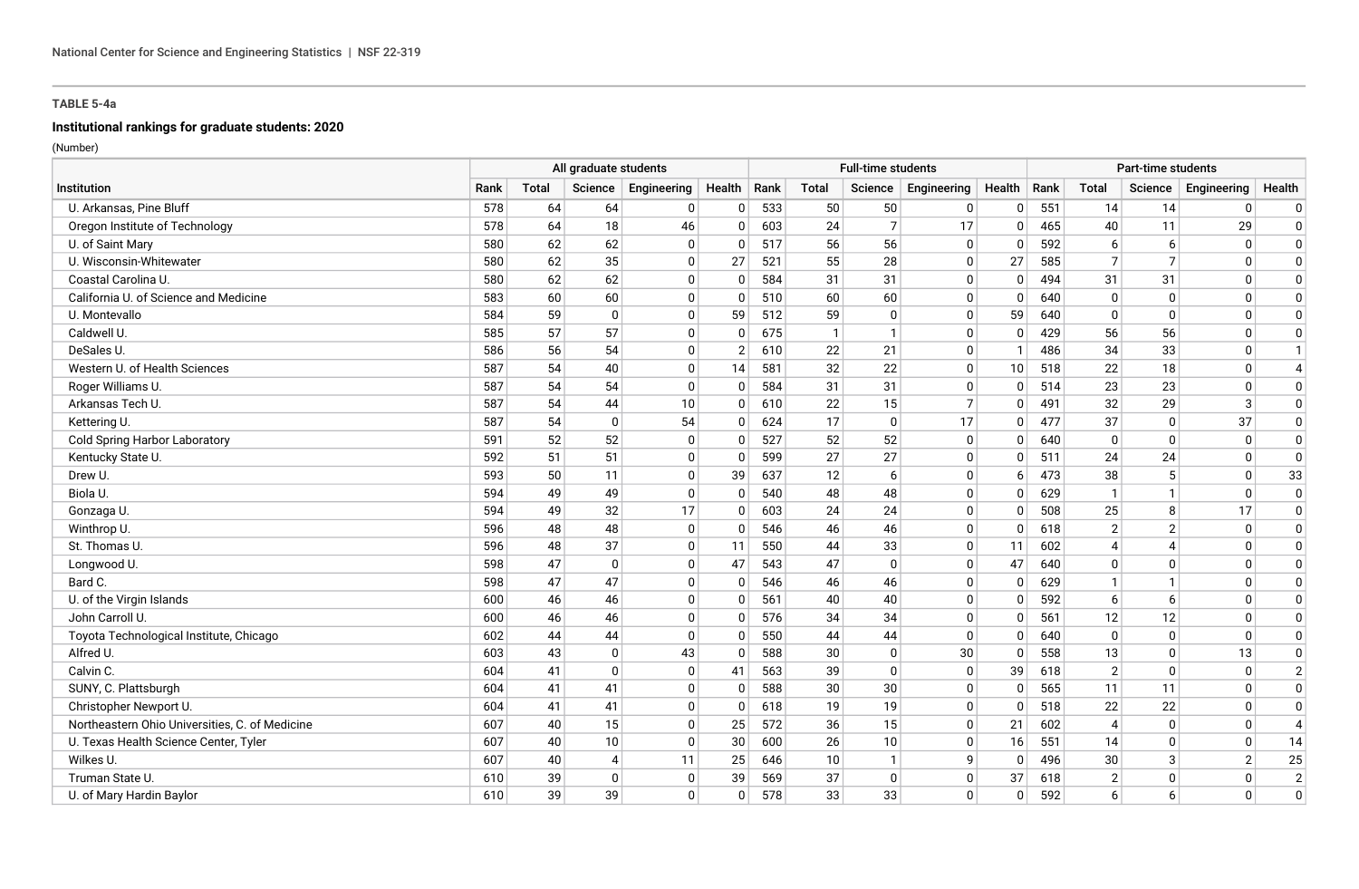**TABLE 5-4a**

**Institutional rankings for graduate students: 2020**

(Number)

| Institution | All graduate students | | | | | Full-time students | | | | | Part-time students | | | | |
|---|---|---|---|---|---|---|---|---|---|---|---|---|---|---|---|
| | Rank | Total | Science | Engineering | Health | Rank | Total | Science | Engineering | Health | Rank | Total | Science | Engineering | Health |
| U. Arkansas, Pine Bluff | 578 | 64 | 64 | 0 | 0 | 533 | 50 | 50 | 0 | 0 | 551 | 14 | 14 | 0 | 0 |
| Oregon Institute of Technology | 578 | 64 | 18 | 46 | 0 | 603 | 24 | 7 | 17 | 0 | 465 | 40 | 11 | 29 | 0 |
| U. of Saint Mary | 580 | 62 | 62 | 0 | 0 | 517 | 56 | 56 | 0 | 0 | 592 | 6 | 6 | 0 | 0 |
| U. Wisconsin-Whitewater | 580 | 62 | 35 | 0 | 27 | 521 | 55 | 28 | 0 | 27 | 585 | 7 | 7 | 0 | 0 |
| Coastal Carolina U. | 580 | 62 | 62 | 0 | 0 | 584 | 31 | 31 | 0 | 0 | 494 | 31 | 31 | 0 | 0 |
| California U. of Science and Medicine | 583 | 60 | 60 | 0 | 0 | 510 | 60 | 60 | 0 | 0 | 640 | 0 | 0 | 0 | 0 |
| U. Montevallo | 584 | 59 | 0 | 0 | 59 | 512 | 59 | 0 | 0 | 59 | 640 | 0 | 0 | 0 | 0 |
| Caldwell U. | 585 | 57 | 57 | 0 | 0 | 675 | 1 | 1 | 0 | 0 | 429 | 56 | 56 | 0 | 0 |
| DeSales U. | 586 | 56 | 54 | 0 | 2 | 610 | 22 | 21 | 0 | 1 | 486 | 34 | 33 | 0 | 1 |
| Western U. of Health Sciences | 587 | 54 | 40 | 0 | 14 | 581 | 32 | 22 | 0 | 10 | 518 | 22 | 18 | 0 | 4 |
| Roger Williams U. | 587 | 54 | 54 | 0 | 0 | 584 | 31 | 31 | 0 | 0 | 514 | 23 | 23 | 0 | 0 |
| Arkansas Tech U. | 587 | 54 | 44 | 10 | 0 | 610 | 22 | 15 | 7 | 0 | 491 | 32 | 29 | 3 | 0 |
| Kettering U. | 587 | 54 | 0 | 54 | 0 | 624 | 17 | 0 | 17 | 0 | 477 | 37 | 0 | 37 | 0 |
| Cold Spring Harbor Laboratory | 591 | 52 | 52 | 0 | 0 | 527 | 52 | 52 | 0 | 0 | 640 | 0 | 0 | 0 | 0 |
| Kentucky State U. | 592 | 51 | 51 | 0 | 0 | 599 | 27 | 27 | 0 | 0 | 511 | 24 | 24 | 0 | 0 |
| Drew U. | 593 | 50 | 11 | 0 | 39 | 637 | 12 | 6 | 0 | 6 | 473 | 38 | 5 | 0 | 33 |
| Biola U. | 594 | 49 | 49 | 0 | 0 | 540 | 48 | 48 | 0 | 0 | 629 | 1 | 1 | 0 | 0 |
| Gonzaga U. | 594 | 49 | 32 | 17 | 0 | 603 | 24 | 24 | 0 | 0 | 508 | 25 | 8 | 17 | 0 |
| Winthrop U. | 596 | 48 | 48 | 0 | 0 | 546 | 46 | 46 | 0 | 0 | 618 | 2 | 2 | 0 | 0 |
| St. Thomas U. | 596 | 48 | 37 | 0 | 11 | 550 | 44 | 33 | 0 | 11 | 602 | 4 | 4 | 0 | 0 |
| Longwood U. | 598 | 47 | 0 | 0 | 47 | 543 | 47 | 0 | 0 | 47 | 640 | 0 | 0 | 0 | 0 |
| Bard C. | 598 | 47 | 47 | 0 | 0 | 546 | 46 | 46 | 0 | 0 | 629 | 1 | 1 | 0 | 0 |
| U. of the Virgin Islands | 600 | 46 | 46 | 0 | 0 | 561 | 40 | 40 | 0 | 0 | 592 | 6 | 6 | 0 | 0 |
| John Carroll U. | 600 | 46 | 46 | 0 | 0 | 576 | 34 | 34 | 0 | 0 | 561 | 12 | 12 | 0 | 0 |
| Toyota Technological Institute, Chicago | 602 | 44 | 44 | 0 | 0 | 550 | 44 | 44 | 0 | 0 | 640 | 0 | 0 | 0 | 0 |
| Alfred U. | 603 | 43 | 0 | 43 | 0 | 588 | 30 | 0 | 30 | 0 | 558 | 13 | 0 | 13 | 0 |
| Calvin C. | 604 | 41 | 0 | 0 | 41 | 563 | 39 | 0 | 0 | 39 | 618 | 2 | 0 | 0 | 2 |
| SUNY, C. Plattsburgh | 604 | 41 | 41 | 0 | 0 | 588 | 30 | 30 | 0 | 0 | 565 | 11 | 11 | 0 | 0 |
| Christopher Newport U. | 604 | 41 | 41 | 0 | 0 | 618 | 19 | 19 | 0 | 0 | 518 | 22 | 22 | 0 | 0 |
| Northeastern Ohio Universities, C. of Medicine | 607 | 40 | 15 | 0 | 25 | 572 | 36 | 15 | 0 | 21 | 602 | 4 | 0 | 0 | 4 |
| U. Texas Health Science Center, Tyler | 607 | 40 | 10 | 0 | 30 | 600 | 26 | 10 | 0 | 16 | 551 | 14 | 0 | 0 | 14 |
| Wilkes U. | 607 | 40 | 4 | 11 | 25 | 646 | 10 | 1 | 9 | 0 | 496 | 30 | 3 | 2 | 25 |
| Truman State U. | 610 | 39 | 0 | 0 | 39 | 569 | 37 | 0 | 0 | 37 | 618 | 2 | 0 | 0 | 2 |
| U. of Mary Hardin Baylor | 610 | 39 | 39 | 0 | 0 | 578 | 33 | 33 | 0 | 0 | 592 | 6 | 6 | 0 | 0 |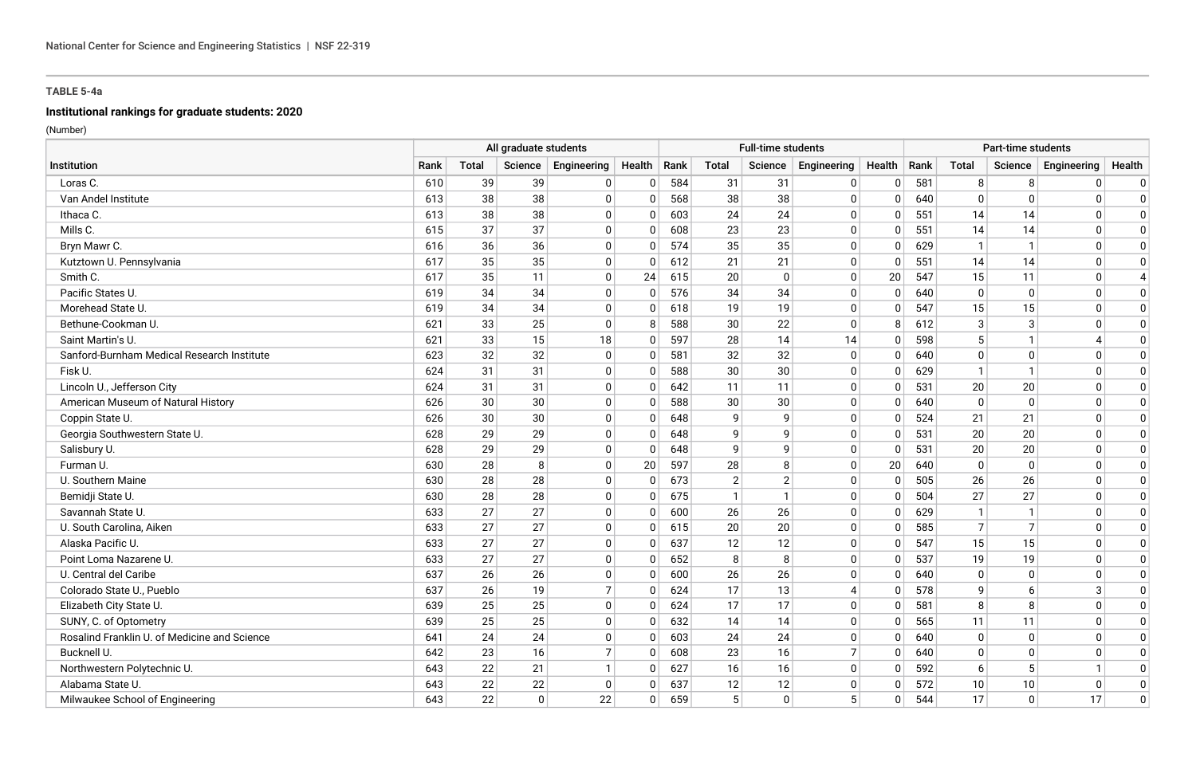**TABLE 5-4a**

**Institutional rankings for graduate students: 2020**

(Number)

| Institution | All graduate students | | | | | Full-time students | | | | | Part-time students | | | | |
|---|---|---|---|---|---|---|---|---|---|---|---|---|---|---|---|
| | Rank | Total | Science | Engineering | Health | Rank | Total | Science | Engineering | Health | Rank | Total | Science | Engineering | Health |
| Loras C. | 610 | 39 | 39 | 0 | 0 | 584 | 31 | 31 | 0 | 0 | 581 | 8 | 8 | 0 | 0 |
| Van Andel Institute | 613 | 38 | 38 | 0 | 0 | 568 | 38 | 38 | 0 | 0 | 640 | 0 | 0 | 0 | 0 |
| Ithaca C. | 613 | 38 | 38 | 0 | 0 | 603 | 24 | 24 | 0 | 0 | 551 | 14 | 14 | 0 | 0 |
| Mills C. | 615 | 37 | 37 | 0 | 0 | 608 | 23 | 23 | 0 | 0 | 551 | 14 | 14 | 0 | 0 |
| Bryn Mawr C. | 616 | 36 | 36 | 0 | 0 | 574 | 35 | 35 | 0 | 0 | 629 | 1 | 1 | 0 | 0 |
| Kutztown U. Pennsylvania | 617 | 35 | 35 | 0 | 0 | 612 | 21 | 21 | 0 | 0 | 551 | 14 | 14 | 0 | 0 |
| Smith C. | 617 | 35 | 11 | 0 | 24 | 615 | 20 | 0 | 0 | 20 | 547 | 15 | 11 | 0 | 4 |
| Pacific States U. | 619 | 34 | 34 | 0 | 0 | 576 | 34 | 34 | 0 | 0 | 640 | 0 | 0 | 0 | 0 |
| Morehead State U. | 619 | 34 | 34 | 0 | 0 | 618 | 19 | 19 | 0 | 0 | 547 | 15 | 15 | 0 | 0 |
| Bethune-Cookman U. | 621 | 33 | 25 | 0 | 8 | 588 | 30 | 22 | 0 | 8 | 612 | 3 | 3 | 0 | 0 |
| Saint Martin's U. | 621 | 33 | 15 | 18 | 0 | 597 | 28 | 14 | 14 | 0 | 598 | 5 | 1 | 4 | 0 |
| Sanford-Burnham Medical Research Institute | 623 | 32 | 32 | 0 | 0 | 581 | 32 | 32 | 0 | 0 | 640 | 0 | 0 | 0 | 0 |
| Fisk U. | 624 | 31 | 31 | 0 | 0 | 588 | 30 | 30 | 0 | 0 | 629 | 1 | 1 | 0 | 0 |
| Lincoln U., Jefferson City | 624 | 31 | 31 | 0 | 0 | 642 | 11 | 11 | 0 | 0 | 531 | 20 | 20 | 0 | 0 |
| American Museum of Natural History | 626 | 30 | 30 | 0 | 0 | 588 | 30 | 30 | 0 | 0 | 640 | 0 | 0 | 0 | 0 |
| Coppin State U. | 626 | 30 | 30 | 0 | 0 | 648 | 9 | 9 | 0 | 0 | 524 | 21 | 21 | 0 | 0 |
| Georgia Southwestern State U. | 628 | 29 | 29 | 0 | 0 | 648 | 9 | 9 | 0 | 0 | 531 | 20 | 20 | 0 | 0 |
| Salisbury U. | 628 | 29 | 29 | 0 | 0 | 648 | 9 | 9 | 0 | 0 | 531 | 20 | 20 | 0 | 0 |
| Furman U. | 630 | 28 | 8 | 0 | 20 | 597 | 28 | 8 | 0 | 20 | 640 | 0 | 0 | 0 | 0 |
| U. Southern Maine | 630 | 28 | 28 | 0 | 0 | 673 | 2 | 2 | 0 | 0 | 505 | 26 | 26 | 0 | 0 |
| Bemidji State U. | 630 | 28 | 28 | 0 | 0 | 675 | 1 | 1 | 0 | 0 | 504 | 27 | 27 | 0 | 0 |
| Savannah State U. | 633 | 27 | 27 | 0 | 0 | 600 | 26 | 26 | 0 | 0 | 629 | 1 | 1 | 0 | 0 |
| U. South Carolina, Aiken | 633 | 27 | 27 | 0 | 0 | 615 | 20 | 20 | 0 | 0 | 585 | 7 | 7 | 0 | 0 |
| Alaska Pacific U. | 633 | 27 | 27 | 0 | 0 | 637 | 12 | 12 | 0 | 0 | 547 | 15 | 15 | 0 | 0 |
| Point Loma Nazarene U. | 633 | 27 | 27 | 0 | 0 | 652 | 8 | 8 | 0 | 0 | 537 | 19 | 19 | 0 | 0 |
| U. Central del Caribe | 637 | 26 | 26 | 0 | 0 | 600 | 26 | 26 | 0 | 0 | 640 | 0 | 0 | 0 | 0 |
| Colorado State U., Pueblo | 637 | 26 | 19 | 7 | 0 | 624 | 17 | 13 | 4 | 0 | 578 | 9 | 6 | 3 | 0 |
| Elizabeth City State U. | 639 | 25 | 25 | 0 | 0 | 624 | 17 | 17 | 0 | 0 | 581 | 8 | 8 | 0 | 0 |
| SUNY, C. of Optometry | 639 | 25 | 25 | 0 | 0 | 632 | 14 | 14 | 0 | 0 | 565 | 11 | 11 | 0 | 0 |
| Rosalind Franklin U. of Medicine and Science | 641 | 24 | 24 | 0 | 0 | 603 | 24 | 24 | 0 | 0 | 640 | 0 | 0 | 0 | 0 |
| Bucknell U. | 642 | 23 | 16 | 7 | 0 | 608 | 23 | 16 | 7 | 0 | 640 | 0 | 0 | 0 | 0 |
| Northwestern Polytechnic U. | 643 | 22 | 21 | 1 | 0 | 627 | 16 | 16 | 0 | 0 | 592 | 6 | 5 | 1 | 0 |
| Alabama State U. | 643 | 22 | 22 | 0 | 0 | 637 | 12 | 12 | 0 | 0 | 572 | 10 | 10 | 0 | 0 |
| Milwaukee School of Engineering | 643 | 22 | 0 | 22 | 0 | 659 | 5 | 0 | 5 | 0 | 544 | 17 | 0 | 17 | 0 |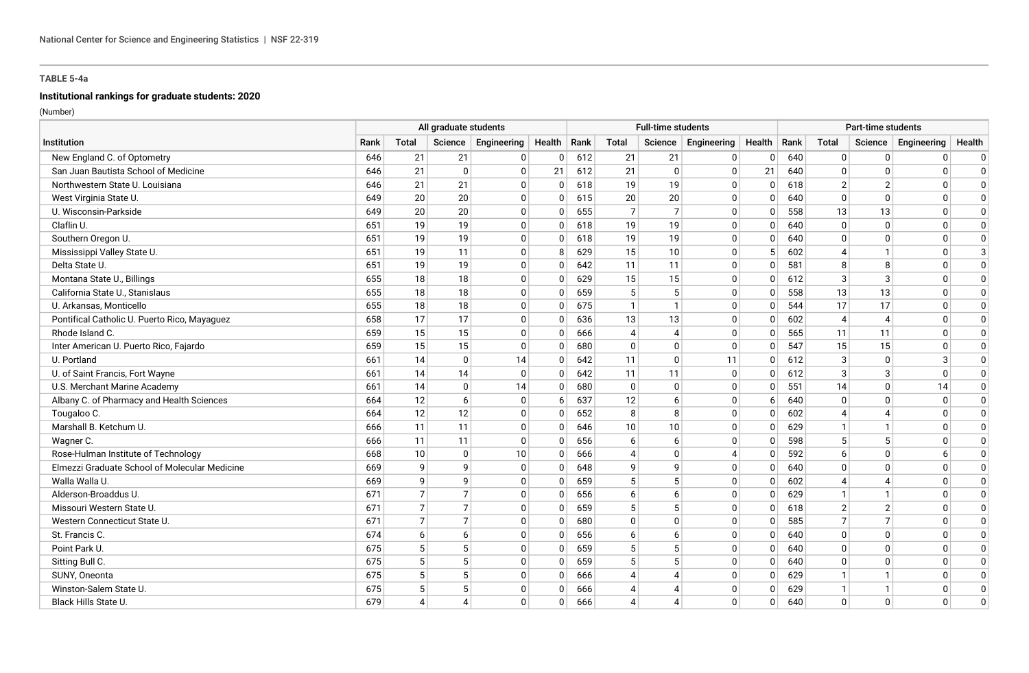**TABLE 5-4a**

**Institutional rankings for graduate students: 2020**

(Number)

| Institution | All graduate students | | | | | Full-time students | | | | | Part-time students | | | | |
|---|---|---|---|---|---|---|---|---|---|---|---|---|---|---|---|
| | Rank | Total | Science | Engineering | Health | Rank | Total | Science | Engineering | Health | Rank | Total | Science | Engineering | Health |
| New England C. of Optometry | 646 | 21 | 21 | 0 | 0 | 612 | 21 | 21 | 0 | 0 | 640 | 0 | 0 | 0 | 0 |
| San Juan Bautista School of Medicine | 646 | 21 | 0 | 0 | 21 | 612 | 21 | 0 | 0 | 21 | 640 | 0 | 0 | 0 | 0 |
| Northwestern State U. Louisiana | 646 | 21 | 21 | 0 | 0 | 618 | 19 | 19 | 0 | 0 | 618 | 2 | 2 | 0 | 0 |
| West Virginia State U. | 649 | 20 | 20 | 0 | 0 | 615 | 20 | 20 | 0 | 0 | 640 | 0 | 0 | 0 | 0 |
| U. Wisconsin-Parkside | 649 | 20 | 20 | 0 | 0 | 655 | 7 | 7 | 0 | 0 | 558 | 13 | 13 | 0 | 0 |
| Claflin U. | 651 | 19 | 19 | 0 | 0 | 618 | 19 | 19 | 0 | 0 | 640 | 0 | 0 | 0 | 0 |
| Southern Oregon U. | 651 | 19 | 19 | 0 | 0 | 618 | 19 | 19 | 0 | 0 | 640 | 0 | 0 | 0 | 0 |
| Mississippi Valley State U. | 651 | 19 | 11 | 0 | 8 | 629 | 15 | 10 | 0 | 5 | 602 | 4 | 1 | 0 | 3 |
| Delta State U. | 651 | 19 | 19 | 0 | 0 | 642 | 11 | 11 | 0 | 0 | 581 | 8 | 8 | 0 | 0 |
| Montana State U., Billings | 655 | 18 | 18 | 0 | 0 | 629 | 15 | 15 | 0 | 0 | 612 | 3 | 3 | 0 | 0 |
| California State U., Stanislaus | 655 | 18 | 18 | 0 | 0 | 659 | 5 | 5 | 0 | 0 | 558 | 13 | 13 | 0 | 0 |
| U. Arkansas, Monticello | 655 | 18 | 18 | 0 | 0 | 675 | 1 | 1 | 0 | 0 | 544 | 17 | 17 | 0 | 0 |
| Pontifical Catholic U. Puerto Rico, Mayaguez | 658 | 17 | 17 | 0 | 0 | 636 | 13 | 13 | 0 | 0 | 602 | 4 | 4 | 0 | 0 |
| Rhode Island C. | 659 | 15 | 15 | 0 | 0 | 666 | 4 | 4 | 0 | 0 | 565 | 11 | 11 | 0 | 0 |
| Inter American U. Puerto Rico, Fajardo | 659 | 15 | 15 | 0 | 0 | 680 | 0 | 0 | 0 | 0 | 547 | 15 | 15 | 0 | 0 |
| U. Portland | 661 | 14 | 0 | 14 | 0 | 642 | 11 | 0 | 11 | 0 | 612 | 3 | 0 | 3 | 0 |
| U. of Saint Francis, Fort Wayne | 661 | 14 | 14 | 0 | 0 | 642 | 11 | 11 | 0 | 0 | 612 | 3 | 3 | 0 | 0 |
| U.S. Merchant Marine Academy | 661 | 14 | 0 | 14 | 0 | 680 | 0 | 0 | 0 | 0 | 551 | 14 | 0 | 14 | 0 |
| Albany C. of Pharmacy and Health Sciences | 664 | 12 | 6 | 0 | 6 | 637 | 12 | 6 | 0 | 6 | 640 | 0 | 0 | 0 | 0 |
| Tougaloo C. | 664 | 12 | 12 | 0 | 0 | 652 | 8 | 8 | 0 | 0 | 602 | 4 | 4 | 0 | 0 |
| Marshall B. Ketchum U. | 666 | 11 | 11 | 0 | 0 | 646 | 10 | 10 | 0 | 0 | 629 | 1 | 1 | 0 | 0 |
| Wagner C. | 666 | 11 | 11 | 0 | 0 | 656 | 6 | 6 | 0 | 0 | 598 | 5 | 5 | 0 | 0 |
| Rose-Hulman Institute of Technology | 668 | 10 | 0 | 10 | 0 | 666 | 4 | 0 | 4 | 0 | 592 | 6 | 0 | 6 | 0 |
| Elmezzi Graduate School of Molecular Medicine | 669 | 9 | 9 | 0 | 0 | 648 | 9 | 9 | 0 | 0 | 640 | 0 | 0 | 0 | 0 |
| Walla Walla U. | 669 | 9 | 9 | 0 | 0 | 659 | 5 | 5 | 0 | 0 | 602 | 4 | 4 | 0 | 0 |
| Alderson-Broaddus U. | 671 | 7 | 7 | 0 | 0 | 656 | 6 | 6 | 0 | 0 | 629 | 1 | 1 | 0 | 0 |
| Missouri Western State U. | 671 | 7 | 7 | 0 | 0 | 659 | 5 | 5 | 0 | 0 | 618 | 2 | 2 | 0 | 0 |
| Western Connecticut State U. | 671 | 7 | 7 | 0 | 0 | 680 | 0 | 0 | 0 | 0 | 585 | 7 | 7 | 0 | 0 |
| St. Francis C. | 674 | 6 | 6 | 0 | 0 | 656 | 6 | 6 | 0 | 0 | 640 | 0 | 0 | 0 | 0 |
| Point Park U. | 675 | 5 | 5 | 0 | 0 | 659 | 5 | 5 | 0 | 0 | 640 | 0 | 0 | 0 | 0 |
| Sitting Bull C. | 675 | 5 | 5 | 0 | 0 | 659 | 5 | 5 | 0 | 0 | 640 | 0 | 0 | 0 | 0 |
| SUNY, Oneonta | 675 | 5 | 5 | 0 | 0 | 666 | 4 | 4 | 0 | 0 | 629 | 1 | 1 | 0 | 0 |
| Winston-Salem State U. | 675 | 5 | 5 | 0 | 0 | 666 | 4 | 4 | 0 | 0 | 629 | 1 | 1 | 0 | 0 |
| Black Hills State U. | 679 | 4 | 4 | 0 | 0 | 666 | 4 | 4 | 0 | 0 | 640 | 0 | 0 | 0 | 0 |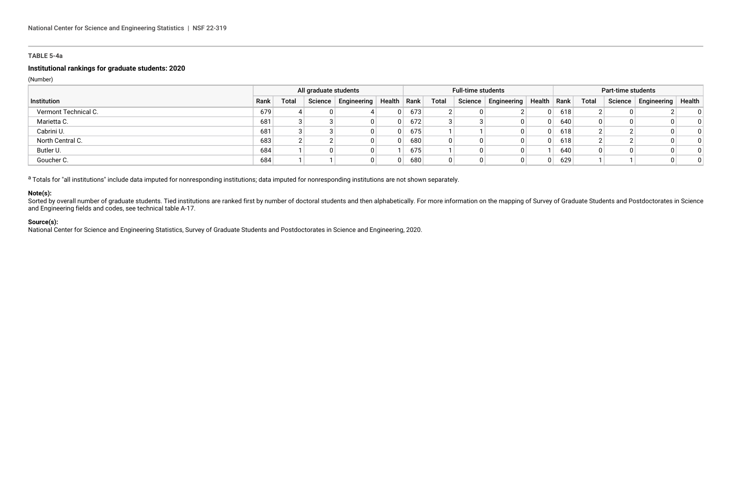TABLE 5-4a

**Institutional rankings for graduate students: 2020**

(Number)

| Institution | All graduate students | | | | | Full-time students | | | | | Part-time students | | | | |
|---|---|---|---|---|---|---|---|---|---|---|---|---|---|---|---|
| | Rank | Total | Science | Engineering | Health | Rank | Total | Science | Engineering | Health | Rank | Total | Science | Engineering | Health |
| Vermont Technical C. | 679 | 4 | 0 | 4 | 0 | 673 | 2 | 0 | 2 | 0 | 618 | 2 | 0 | 2 | 0 |
| Marietta C. | 681 | 3 | 3 | 0 | 0 | 672 | 3 | 3 | 0 | 0 | 640 | 0 | 0 | 0 | 0 |
| Cabrini U. | 681 | 3 | 3 | 0 | 0 | 675 | 1 | 1 | 0 | 0 | 618 | 2 | 2 | 0 | 0 |
| North Central C. | 683 | 2 | 2 | 0 | 0 | 680 | 0 | 0 | 0 | 0 | 618 | 2 | 2 | 0 | 0 |
| Butler U. | 684 | 1 | 0 | 0 | 1 | 675 | 1 | 0 | 0 | 1 | 640 | 0 | 0 | 0 | 0 |
| Goucher C. | 684 | 1 | 1 | 0 | 0 | 680 | 0 | 0 | 0 | 0 | 629 | 1 | 1 | 0 | 0 |

[a] Totals for "all institutions" include data imputed for nonresponding institutions; data imputed for nonresponding institutions are not shown separately.

**Note(s):**
Sorted by overall number of graduate students. Tied institutions are ranked first by number of doctoral students and then alphabetically. For more information on the mapping of Survey of Graduate Students and Postdoctorates in Science and Engineering fields and codes, see technical table A-17.

**Source(s):**
National Center for Science and Engineering Statistics, Survey of Graduate Students and Postdoctorates in Science and Engineering, 2020.